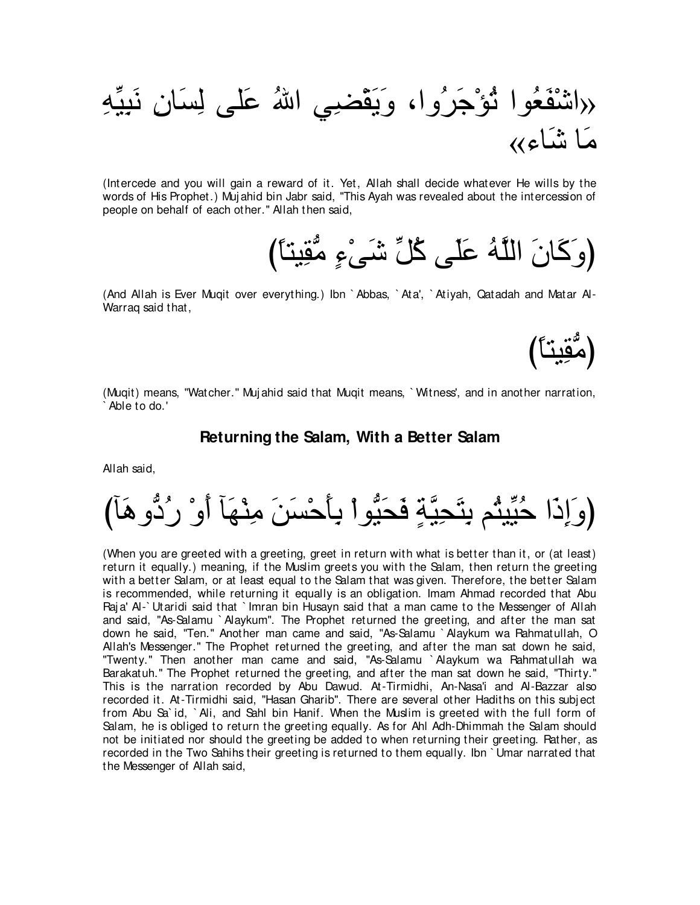«اشْفَعُوا تُؤْجَرُوا، وَيَقْضِي اللهُ عَلَى لِسَانِ نَبِيِّهِ مَا شَاء»

(Intercede and you will gain a reward of it. Yet, Allah shall decide whatever He wills by the words of His Prophet.) Mujahid bin Jabr said, "This Ayah was revealed about the intercession of people on behalf of each other." Allah then said,

(وَكَانَ اللَّهُ عَلَى كُلِّ شَىْءٍ مُّقِيتاً)

(And Allah is Ever Muqit over everything.) Ibn `Abbas, `Ata', `Atiyah, Qatadah and Matar Al-Warraq said that,

(مُّقِيتاً)

(Muqit) means, "Watcher." Mujahid said that Muqit means, `Witness', and in another narration, `Able to do.'

### Returning the Salam, With a Better Salam

Allah said,

(وَإِذَا حُيِّيتُم بِتَحِيَّةٍ فَحَيُّواْ بِأَحْسَنَ مِنْهَآ أَوْ رُدُّوهَآ)

(When you are greeted with a greeting, greet in return with what is better than it, or (at least) return it equally.) meaning, if the Muslim greets you with the Salam, then return the greeting with a better Salam, or at least equal to the Salam that was given. Therefore, the better Salam is recommended, while returning it equally is an obligation. Imam Ahmad recorded that Abu Raja' Al-`Utaridi said that `Imran bin Husayn said that a man came to the Messenger of Allah and said, "As-Salamu `Alaykum". The Prophet returned the greeting, and after the man sat down he said, "Ten." Another man came and said, "As-Salamu `Alaykum wa Rahmatullah, O Allah's Messenger." The Prophet returned the greeting, and after the man sat down he said, "Twenty." Then another man came and said, "As-Salamu `Alaykum wa Rahmatullah wa Barakatuh." The Prophet returned the greeting, and after the man sat down he said, "Thirty." This is the narration recorded by Abu Dawud. At-Tirmidhi, An-Nasa'i and Al-Bazzar also recorded it. At-Tirmidhi said, "Hasan Gharib". There are several other Hadiths on this subject from Abu Sa`id, `Ali, and Sahl bin Hanif. When the Muslim is greeted with the full form of Salam, he is obliged to return the greeting equally. As for Ahl Adh-Dhimmah the Salam should not be initiated nor should the greeting be added to when returning their greeting. Rather, as recorded in the Two Sahihs their greeting is returned to them equally. Ibn `Umar narrated that the Messenger of Allah said,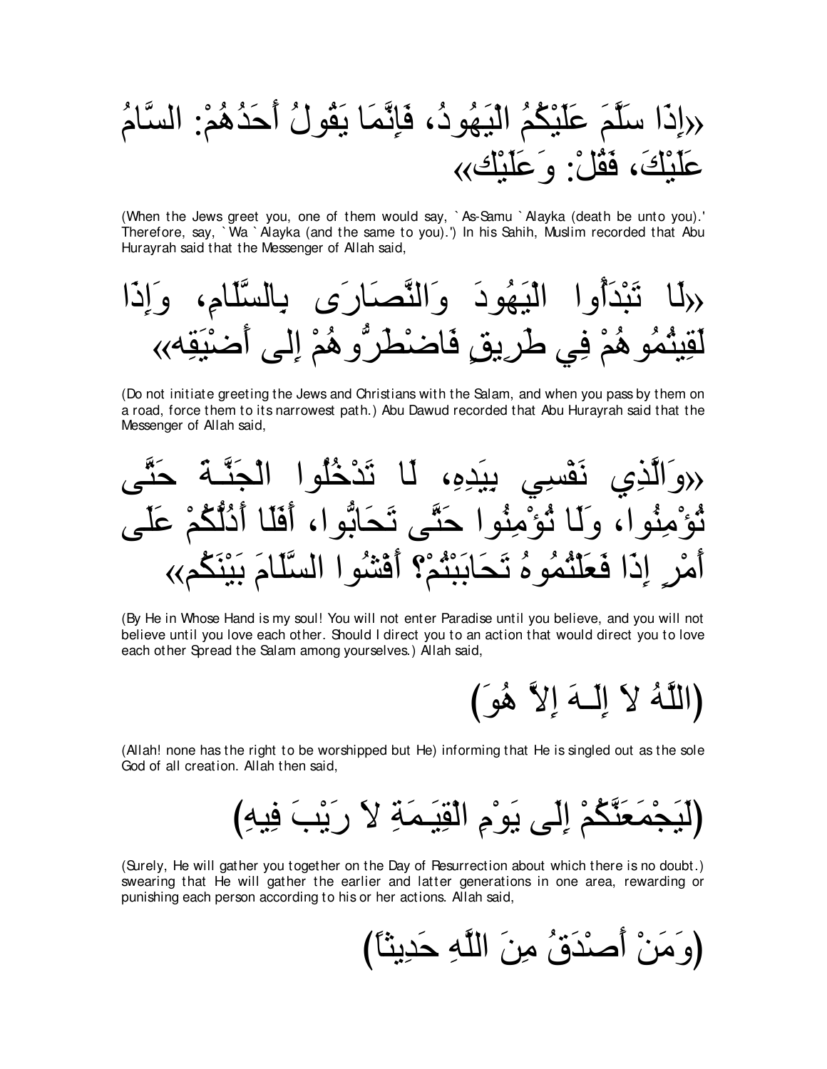«إِذَا سَلَّمَ عَلَيْكُمُ الْيَهُودُ، فَإِنَّمَا يَقُولُ أَحَدُهُمْ: السَّامُ عَلَيْكَ، فَقُلْ: وَعَلَيْك»

(When the Jews greet you, one of them would say, `As-Samu `Alayka (death be unto you).' Therefore, say, `Wa `Alayka (and the same to you).') In his Sahih, Muslim recorded that Abu Hurayrah said that the Messenger of Allah said,

«لَا تَبْدَأُوا الْيَهُودَ وَالنَّصَارَى بِالسَّلَامِ، وَإِذَا لَقِيتُمُوهُمْ فِي طَرِيقٍ فَاضْطَرُّوهُمْ إِلَى أَضْيَقِه»

(Do not initiate greeting the Jews and Christians with the Salam, and when you pass by them on a road, force them to its narrowest path.) Abu Dawud recorded that Abu Hurayrah said that the Messenger of Allah said,

«وَالَّذِي نَفْسِي بِيَدِهِ، لَا تَدْخُلُوا الْجَنَّةَ حَتَّى تُؤْمِنُوا، وَلَا تُؤْمِنُوا حَتَّى تَحَابُّوا، أَفَلَا أَدُلُّكُمْ عَلَى أَمْرٍ إِذَا فَعَلْتُمُوهُ تَحَابَبْتُمْ؟ أَفْشُوا السَّلَامَ بَيْنَكُم»

(By He in Whose Hand is my soul! You will not enter Paradise until you believe, and you will not believe until you love each other. Should I direct you to an action that would direct you to love each other Spread the Salam among yourselves.) Allah said,

(اللَّهُ لاَ إِلَـهَ إِلاَّ هُوَ)

(Allah! none has the right to be worshipped but He) informing that He is singled out as the sole God of all creation. Allah then said,

(لَيَجْمَعَنَّكُمْ إِلَى يَوْمِ الْقِيَـمَةِ لاَ رَيْبَ فِيهِ)

(Surely, He will gather you together on the Day of Resurrection about which there is no doubt.) swearing that He will gather the earlier and latter generations in one area, rewarding or punishing each person according to his or her actions. Allah said,

(وَمَنْ أَصْدَقُ مِنَ اللَّهِ حَدِيثاً)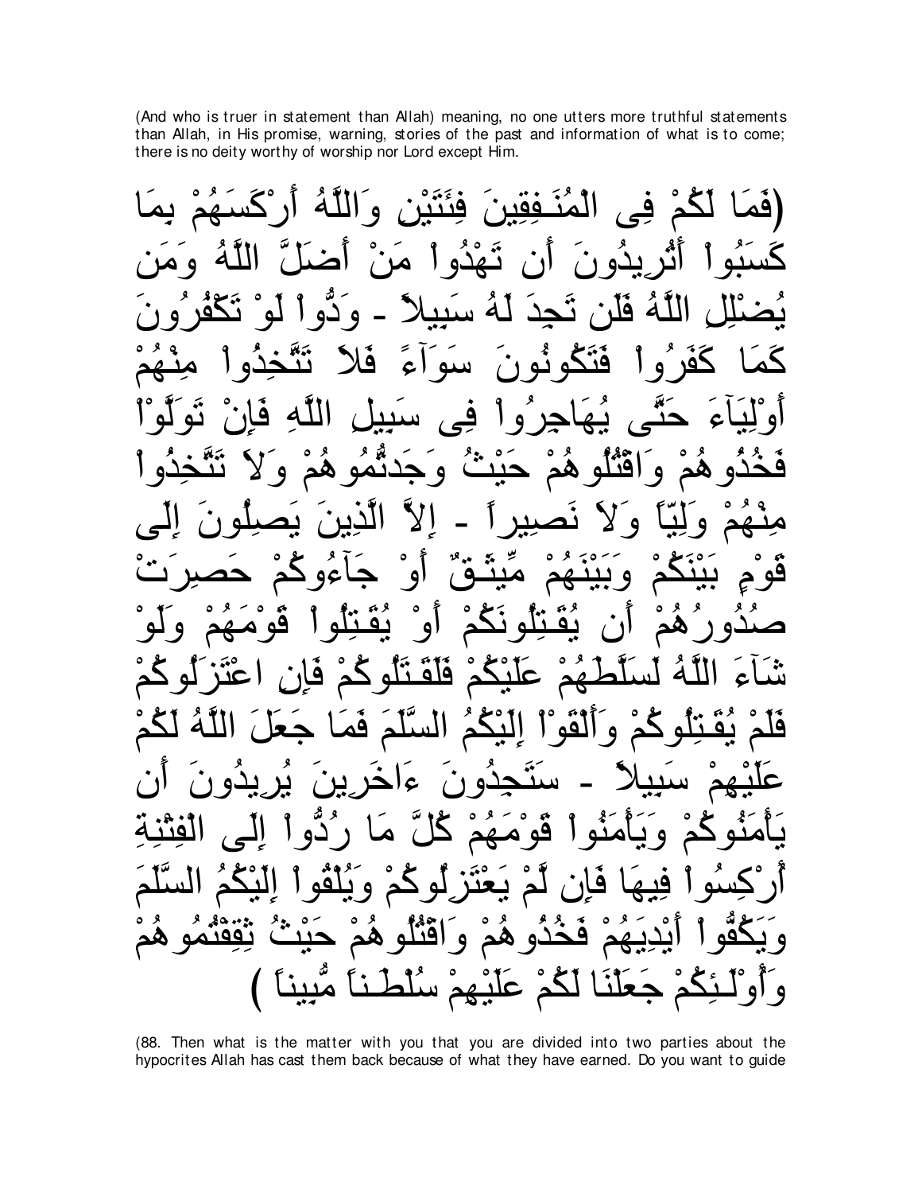(And who is truer in statement than Allah) meaning, no one utters more truthful statements than Allah, in His promise, warning, stories of the past and information of what is to come; there is no deity worthy of worship nor Lord except Him.

(فَمَا لَكُمْ فِى الْمُنَـفِقِينَ فِئَتَيْنِ وَاللَّهُ أَرْكَسَهُمْ بِمَا كَسَبُواْ أَتُرِيدُونَ أَن تَهْدُواْ مَنْ أَضَلَّ اللَّهُ وَمَن يُضْلِلِ اللَّهُ فَلَن تَجِدَ لَهُ سَبِيلاً - وَدُّواْ لَوْ تَكْفُرُونَ كَمَا كَفَرُواْ فَتَكُونُونَ سَوَآءً فَلاَ تَتَّخِذُواْ مِنْهُمْ أَوْلِيَآءَ حَتَّى يُهَاجِرُواْ فِى سَبِيلِ اللَّهِ فَإِنْ تَوَلَّوْاْ فَخُذُوهُمْ وَاقْتُلُوهُمْ حَيْثُ وَجَدتُّمُوهُمْ وَلاَ تَتَّخِذُواْ مِنْهُمْ وَلِيّاً وَلاَ نَصِيراً - إِلاَّ الَّذِينَ يَصِلُونَ إِلَى قَوْمٍ بَيْنَكُمْ وَبَيْنَهُمْ مِّيثَـقٌ أَوْ جَآءُوكُمْ حَصِرَتْ صُدُورُهُمْ أَن يُقَـتِلُونَكُمْ أَوْ يُقَـتِلُواْ قَوْمَهُمْ وَلَوْ شَآءَ اللَّهُ لَسَلَّطَهُمْ عَلَيْكُمْ فَلَقَـتَلُوكُمْ فَإِنِ اعْتَزَلُوكُمْ فَلَمْ يُقَـتِلُوكُمْ وَأَلْقَوْاْ إِلَيْكُمُ السَّلَمَ فَمَا جَعَلَ اللَّهُ لَكُمْ عَلَيْهِمْ سَبِيلاً - سَتَجِدُونَ ءَاخَرِينَ يُرِيدُونَ أَن يَأْمَنُوكُمْ وَيَأْمَنُواْ قَوْمَهُمْ كُلَّ مَا رُدُّواْ إِلَى الْفِتْنِةِ أُرْكِسُواْ فِيِهَا فَإِن لَّمْ يَعْتَزِلُوكُمْ وَيُلْقُواْ إِلَيْكُمُ السَّلَمَ وَيَكُفُّواْ أَيْدِيَهُمْ فَخُذُوهُمْ وَاقْتُلُوهُمْ حَيْثُ ثِقِفْتُمُوهُمْ وَأُوْلَـئِكُمْ جَعَلْنَا لَكُمْ عَلَيْهِمْ سُلْطَـناً مُّبِيناً )

(88. Then what is the matter with you that you are divided into two parties about the hypocrites Allah has cast them back because of what they have earned. Do you want to guide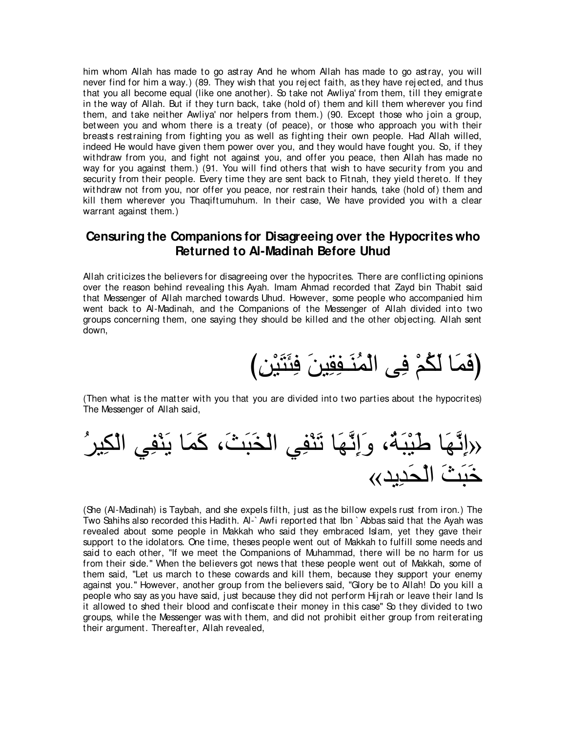him whom Allah has made to go astray And he whom Allah has made to go astray, you will never find for him a way.) (89. They wish that you reject faith, as they have rejected, and thus that you all become equal (like one another). So take not Awliya' from them, till they emigrate in the way of Allah. But if they turn back, take (hold of) them and kill them wherever you find them, and take neither Awliya' nor helpers from them.) (90. Except those who join a group, between you and whom there is a treaty (of peace), or those who approach you with their breasts restraining from fighting you as well as fighting their own people. Had Allah willed, indeed He would have given them power over you, and they would have fought you. So, if they withdraw from you, and fight not against you, and offer you peace, then Allah has made no way for you against them.) (91. You will find others that wish to have security from you and security from their people. Every time they are sent back to Fitnah, they yield thereto. If they withdraw not from you, nor offer you peace, nor restrain their hands, take (hold of) them and kill them wherever you Thaqiftumuhum. In their case, We have provided you with a clear warrant against them.)

## Censuring the Companions for Disagreeing over the Hypocrites who Returned to Al-Madinah Before Uhud

Allah criticizes the believers for disagreeing over the hypocrites. There are conflicting opinions over the reason behind revealing this Ayah. Imam Ahmad recorded that Zayd bin Thabit said that Messenger of Allah marched towards Uhud. However, some people who accompanied him went back to Al-Madinah, and the Companions of the Messenger of Allah divided into two groups concerning them, one saying they should be killed and the other objecting. Allah sent down,

(فَمَا لَكُمْ فِى الْمُنَـفِقِينَ فِئَتَيْنِ)

(Then what is the matter with you that you are divided into two parties about the hypocrites) The Messenger of Allah said,

«إِنَّهَا طَيْبَةُ، وَإِنَّهَا تَنْفِي الْخَبَثَ، كَمَا يَنْفِي الْكِيرُ خَبَثَ الْحَدِيد»

(She (Al-Madinah) is Taybah, and she expels filth, just as the billow expels rust from iron.) The Two Sahihs also recorded this Hadith. Al-`Awfi reported that Ibn `Abbas said that the Ayah was revealed about some people in Makkah who said they embraced Islam, yet they gave their support to the idolators. One time, theses people went out of Makkah to fulfill some needs and said to each other, "If we meet the Companions of Muhammad, there will be no harm for us from their side." When the believers got news that these people went out of Makkah, some of them said, "Let us march to these cowards and kill them, because they support your enemy against you." However, another group from the believers said, "Glory be to Allah! Do you kill a people who say as you have said, just because they did not perform Hijrah or leave their land Is it allowed to shed their blood and confiscate their money in this case" So they divided to two groups, while the Messenger was with them, and did not prohibit either group from reiterating their argument. Thereafter, Allah revealed,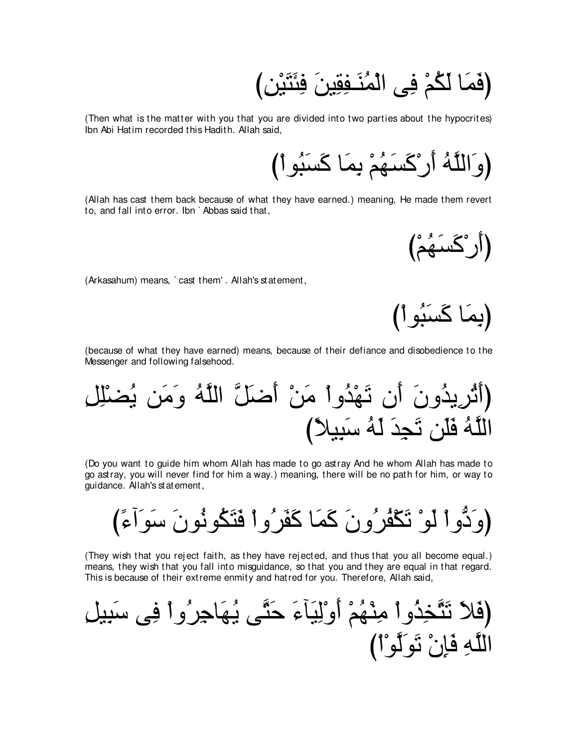(فَمَا لَكُمْ فِى الْمُنَـفِقِينَ فِئَتَيْنِ)

(Then what is the matter with you that you are divided into two parties about the hypocrites) Ibn Abi Hatim recorded this Hadith. Allah said,

(وَاللَّهُ أَرْكَسَـهُمْ بِمَا كَسَبُواْ)

(Allah has cast them back because of what they have earned.) meaning, He made them revert to, and fall into error. Ibn `Abbas said that,

(أَرْكَسَـهُمْ)

(Arkasahum) means, `cast them'. Allah's statement,

(بِمَا كَسَبُواْ)

(because of what they have earned) means, because of their defiance and disobedience to the Messenger and following falsehood.

(أَتُرِيدُونَ أَن تَهْدُواْ مَنْ أَضَلَّ اللَّهُ وَمَن يُضْلِلِ اللَّهُ فَلَن تَجِدَ لَهُ سَبِيلاً)

(Do you want to guide him whom Allah has made to go astray And he whom Allah has made to go astray, you will never find for him a way.) meaning, there will be no path for him, or way to guidance. Allah's statement,

(وَدُّواْ لَوْ تَكْفُرُونَ كَمَا كَفَرُواْ فَتَكُونُونَ سَوَآءً)

(They wish that you reject faith, as they have rejected, and thus that you all become equal.) means, they wish that you fall into misguidance, so that you and they are equal in that regard. This is because of their extreme enmity and hatred for you. Therefore, Allah said,

(فَلاَ تَتَّخِذُواْ مِنْهُمْ أَوْلِيَآءَ حَتَّى يُهَاجِرُواْ فِى سَبِيلِ اللَّهِ فَإِنْ تَوَلَّوْاْ)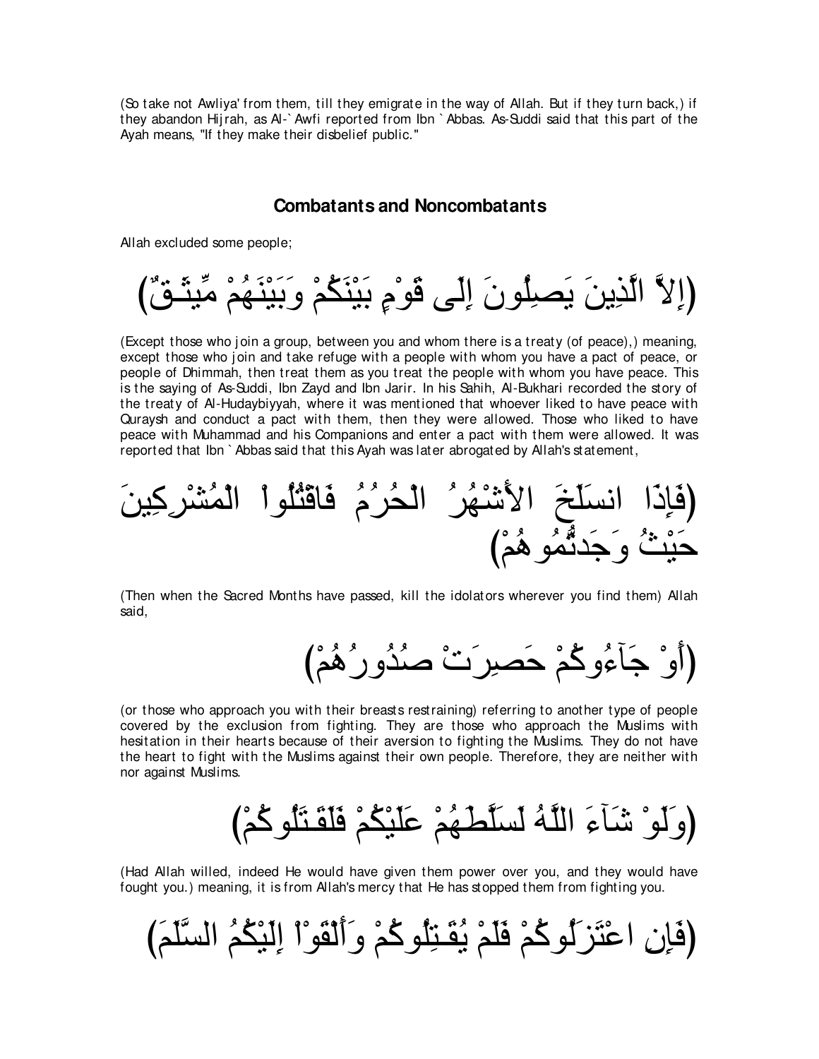(So take not Awliya' from them, till they emigrate in the way of Allah. But if they turn back,) if they abandon Hijrah, as Al-`Awfi reported from Ibn `Abbas. As-Suddi said that this part of the Ayah means, "If they make their disbelief public."

### Combatants and Noncombatants

Allah excluded some people;

(إِلاَّ الَّذِينَ يَصِلُونَ إِلَى قَوْمٍ بَيْنَكُمْ وَبَيْنَهُمْ مِّيثَـقٌ)

(Except those who join a group, between you and whom there is a treaty (of peace),) meaning, except those who join and take refuge with a people with whom you have a pact of peace, or people of Dhimmah, then treat them as you treat the people with whom you have peace. This is the saying of As-Suddi, Ibn Zayd and Ibn Jarir. In his Sahih, Al-Bukhari recorded the story of the treaty of Al-Hudaybiyyah, where it was mentioned that whoever liked to have peace with Quraysh and conduct a pact with them, then they were allowed. Those who liked to have peace with Muhammad and his Companions and enter a pact with them were allowed. It was reported that Ibn `Abbas said that this Ayah was later abrogated by Allah's statement,

(فَإِذَا انسَلَخَ الأَشْهُرُ الْحُرُمُ فَاقْتُلُواْ الْمُشْرِكِينَ حَيْثُ وَجَدتُّمُوهُمْ)

(Then when the Sacred Months have passed, kill the idolators wherever you find them) Allah said,

(أَوْ جَآءُوكُمْ حَصِرَتْ صُدُورُهُمْ)

(or those who approach you with their breasts restraining) referring to another type of people covered by the exclusion from fighting. They are those who approach the Muslims with hesitation in their hearts because of their aversion to fighting the Muslims. They do not have the heart to fight with the Muslims against their own people. Therefore, they are neither with nor against Muslims.

(وَلَوْ شَآءَ اللَّهُ لَسَلَّطَهُمْ عَلَيْكُمْ فَلَقَـتَلُوكُمْ)

(Had Allah willed, indeed He would have given them power over you, and they would have fought you.) meaning, it is from Allah's mercy that He has stopped them from fighting you.

(فَإِنِ اعْتَزَلُوكُمْ فَلَمْ يُقَـتِلُوكُمْ وَأَلْقَوْاْ إِلَيْكُمُ السَّلَمَ)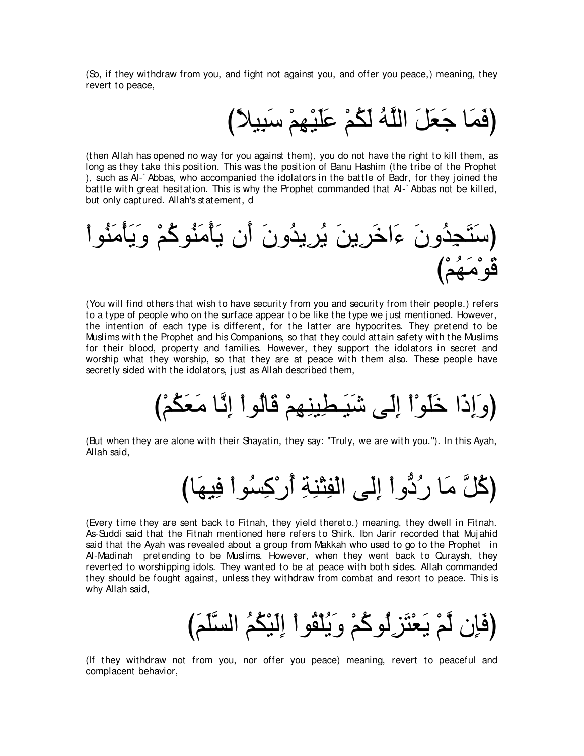(So, if they withdraw from you, and fight not against you, and offer you peace,) meaning, they revert to peace,

(فَمَا جَعَلَ اللَّهُ لَكُمْ عَلَيْهِمْ سَبِيلاً)

(then Allah has opened no way for you against them), you do not have the right to kill them, as long as they take this position. This was the position of Banu Hashim (the tribe of the Prophet ), such as Al-`Abbas, who accompanied the idolators in the battle of Badr, for they joined the battle with great hesitation. This is why the Prophet commanded that Al-`Abbas not be killed, but only captured. Allah's statement, d

(سَتَجِدُونَ ءَاخَرِينَ يُرِيدُونَ أَن يَأْمَنُوكُمْ وَيَأْمَنُواْ قَوْمَهُمْ)

(You will find others that wish to have security from you and security from their people.) refers to a type of people who on the surface appear to be like the type we just mentioned. However, the intention of each type is different, for the latter are hypocrites. They pretend to be Muslims with the Prophet and his Companions, so that they could attain safety with the Muslims for their blood, property and families. However, they support the idolators in secret and worship what they worship, so that they are at peace with them also. These people have secretly sided with the idolators, just as Allah described them,

(وَإِذَا خَلَوْاْ إِلَى شَيَـطِينِهِمْ قَالُواْ إِنَّا مَعَكُمْ)

(But when they are alone with their Shayatin, they say: "Truly, we are with you."). In this Ayah, Allah said,

(كُلَّ مَا رُدُّواْ إِلَى الْفِتْنِةِ أُرْكِسُواْ فِيِهَا)

(Every time they are sent back to Fitnah, they yield thereto.) meaning, they dwell in Fitnah. As-Suddi said that the Fitnah mentioned here refers to Shirk. Ibn Jarir recorded that Mujahid said that the Ayah was revealed about a group from Makkah who used to go to the Prophet in Al-Madinah pretending to be Muslims. However, when they went back to Quraysh, they reverted to worshipping idols. They wanted to be at peace with both sides. Allah commanded they should be fought against, unless they withdraw from combat and resort to peace. This is why Allah said,

(فَإِن لَّمْ يَعْتَزِلُوكُمْ وَيُلْقُواْ إِلَيْكُمُ السَّلَمَ)

(If they withdraw not from you, nor offer you peace) meaning, revert to peaceful and complacent behavior,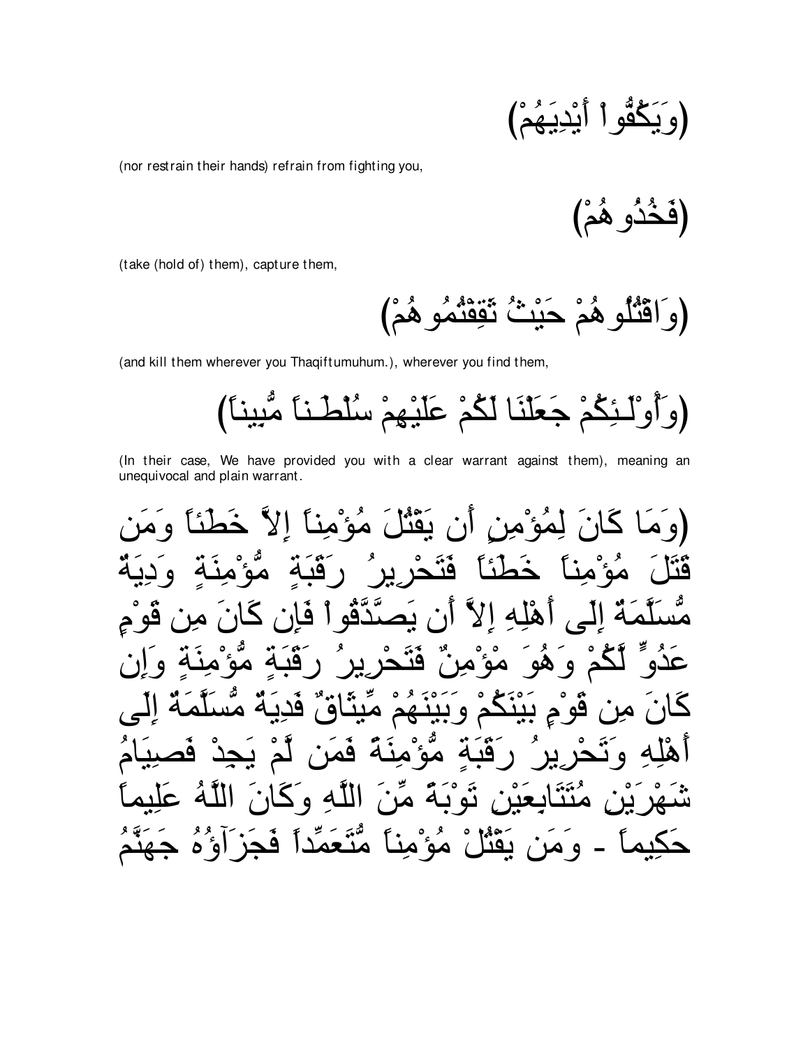(وَيَكُفُّواْ أَيْدِيَهُمْ)

(nor restrain their hands) refrain from fighting you,

(فَخُذُوهُمْ)

(take (hold of) them), capture them,

(وَاقْتُلُوهُمْ حَيْثُ ثَقِفْتُمُوهُمْ)

(and kill them wherever you Thaqiftumuhum.), wherever you find them,

(وَأُوْلَـئِكُمْ جَعَلْنَا لَكُمْ عَلَيْهِمْ سُلْطَـناً مُّبِيناً)

(In their case, We have provided you with a clear warrant against them), meaning an unequivocal and plain warrant.

(وَمَا كَانَ لِمُؤْمِنٍ أَن يَقْتُلَ مُؤْمِناً إِلاَّ خَطَئاً وَمَن قَتَلَ مُؤْمِناً خَطَئاً فَتَحْرِيرُ رَقَبَةٍ مُّؤْمِنَةٍ وَدِيَةٌ مُّسَلَّمَةٌ إِلَى أَهْلِهِ إِلاَّ أَن يَصَّدَّقُواْ فَإِن كَانَ مِن قَوْمٍ عَدُوٍّ لَّكُمْ وَهُوَ مْؤْمِنٌ فَتَحْرِيرُ رَقَبَةٍ مُّؤْمِنَةٍ وَإِن كَانَ مِن قَوْمٍ بَيْنَكُمْ وَبَيْنَهُمْ مِّيثَاقٌ فَدِيَةٌ مُّسَلَّمَةٌ إِلَى أَهْلِهِ وَتَحْرِيرُ رَقَبَةٍ مُّؤْمِنَةً فَمَن لَّمْ يَجِدْ فَصِيَامُ شَهْرَيْنِ مُتَتَابِعَيْنِ تَوْبَةً مِّنَ اللَّهِ وَكَانَ اللَّهُ عَلِيماً حَكِيماً - وَمَن يَقْتُلْ مُؤْمِناً مُّتَعَمِّداً فَجَزَآؤُهُ جَهَنَّمُ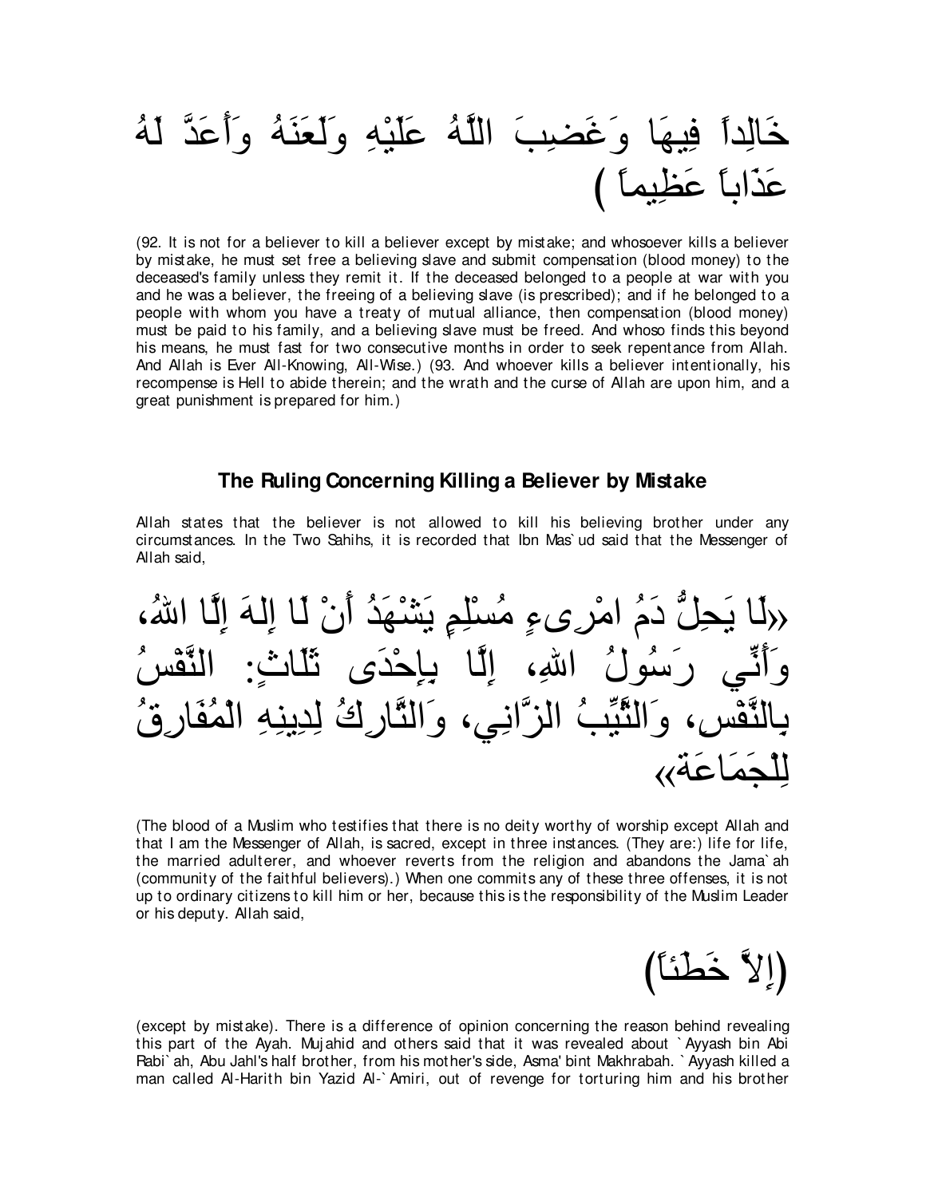خَالِداً فِيهَا وَغَضِبَ اللَّهُ عَلَيْهِ وَلَعَنَهُ وَأَعَدَّ لَهُ عَذَاباً عَظِيماً )

(92. It is not for a believer to kill a believer except by mistake; and whosoever kills a believer by mistake, he must set free a believing slave and submit compensation (blood money) to the deceased's family unless they remit it. If the deceased belonged to a people at war with you and he was a believer, the freeing of a believing slave (is prescribed); and if he belonged to a people with whom you have a treaty of mutual alliance, then compensation (blood money) must be paid to his family, and a believing slave must be freed. And whoso finds this beyond his means, he must fast for two consecutive months in order to seek repentance from Allah. And Allah is Ever All-Knowing, All-Wise.) (93. And whoever kills a believer intentionally, his recompense is Hell to abide therein; and the wrath and the curse of Allah are upon him, and a great punishment is prepared for him.)

### The Ruling Concerning Killing a Believer by Mistake

Allah states that the believer is not allowed to kill his believing brother under any circumstances. In the Two Sahihs, it is recorded that Ibn Mas`ud said that the Messenger of Allah said,

«لَا يَحِلُّ دَمُ امْرِىءٍ مُسْلِمٍ يَشْهَدُ أَنْ لَا إِلهَ إِلَّا اللهُ، وَأَنِّي رَسُولُ اللهِ، إِلَّا بِإِحْدَى ثَلَاثٍ: النَّفْسُ بِالنَّفْسِ، وَالثَّيِّبُ الزَّانِي، وَالتَّارِكُ لِدِينِهِ الْمُفَارِقُ لِلْجَمَاعَةِ»

(The blood of a Muslim who testifies that there is no deity worthy of worship except Allah and that I am the Messenger of Allah, is sacred, except in three instances. (They are:) life for life, the married adulterer, and whoever reverts from the religion and abandons the Jama`ah (community of the faithful believers).) When one commits any of these three offenses, it is not up to ordinary citizens to kill him or her, because this is the responsibility of the Muslim Leader or his deputy. Allah said,

(إِلاَّ خَطَئاً)

(except by mistake). There is a difference of opinion concerning the reason behind revealing this part of the Ayah. Mujahid and others said that it was revealed about `Ayyash bin Abi Rabi`ah, Abu Jahl's half brother, from his mother's side, Asma' bint Makhrabah. `Ayyash killed a man called Al-Harith bin Yazid Al-`Amiri, out of revenge for torturing him and his brother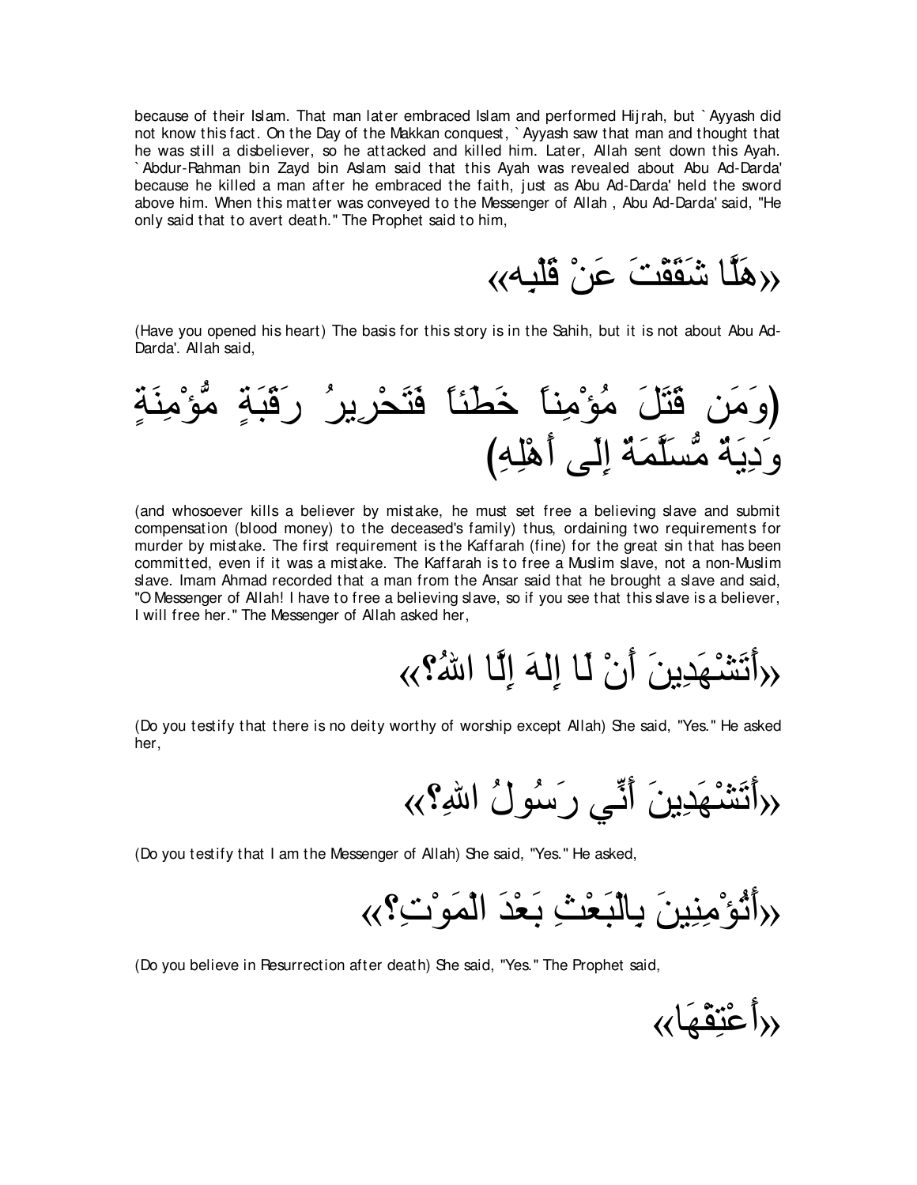because of their Islam. That man later embraced Islam and performed Hijrah, but `Ayyash did not know this fact. On the Day of the Makkan conquest, `Ayyash saw that man and thought that he was still a disbeliever, so he attacked and killed him. Later, Allah sent down this Ayah. `Abdur-Rahman bin Zayd bin Aslam said that this Ayah was revealed about Abu Ad-Darda' because he killed a man after he embraced the faith, just as Abu Ad-Darda' held the sword above him. When this matter was conveyed to the Messenger of Allah , Abu Ad-Darda' said, "He only said that to avert death." The Prophet said to him,

«هَلَّا شَقَقْتَ عَنْ قَلْبِه»

(Have you opened his heart) The basis for this story is in the Sahih, but it is not about Abu Ad-Darda'. Allah said,

(وَمَن قَتَلَ مُؤْمِناً خَطَئاً فَتَحْرِيرُ رَقَبَةٍ مُّؤْمِنَةٍ وَدِيَةٌ مُّسَلَّمَةٌ إِلَى أَهْلِهِ)

(and whosoever kills a believer by mistake, he must set free a believing slave and submit compensation (blood money) to the deceased's family) thus, ordaining two requirements for murder by mistake. The first requirement is the Kaffarah (fine) for the great sin that has been committed, even if it was a mistake. The Kaffarah is to free a Muslim slave, not a non-Muslim slave. Imam Ahmad recorded that a man from the Ansar said that he brought a slave and said, "O Messenger of Allah! I have to free a believing slave, so if you see that this slave is a believer, I will free her." The Messenger of Allah asked her,

«أَتَشْهَدِينَ أَنْ لَا إِلهَ إِلَّا اللهُ؟»

(Do you testify that there is no deity worthy of worship except Allah) She said, "Yes." He asked her,

«أَتَشْهَدِينَ أَنِّي رَسُولُ اللهِ؟»

(Do you testify that I am the Messenger of Allah) She said, "Yes." He asked,

«أَتُؤْمِنِينَ بِالْبَعْثِ بَعْدَ الْمَوْتِ؟»

(Do you believe in Resurrection after death) She said, "Yes." The Prophet said,

«أَعْتِقْهَا»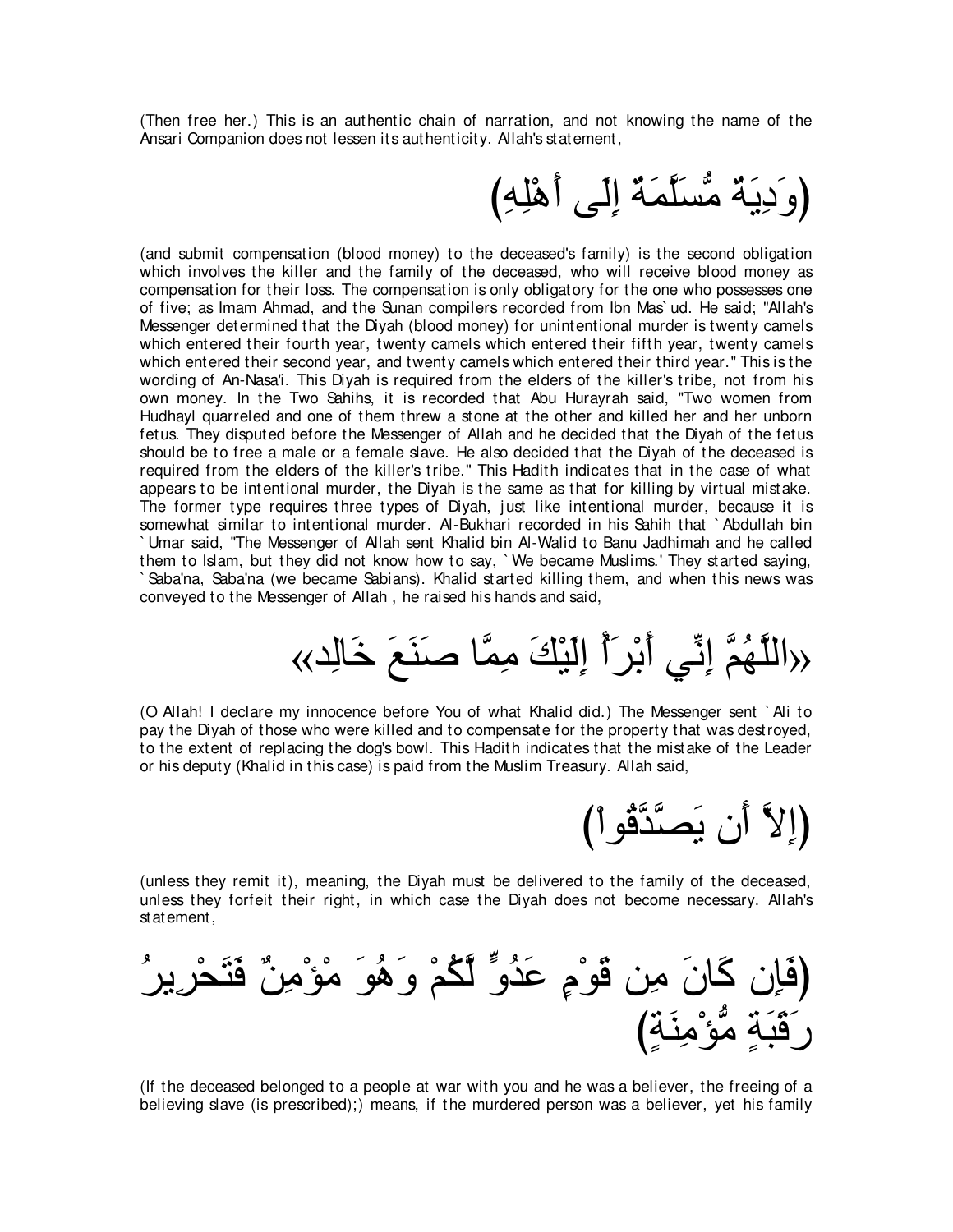(Then free her.) This is an authentic chain of narration, and not knowing the name of the Ansari Companion does not lessen its authenticity. Allah's statement,

(وَدِيَةٌ مُّسَلَّمَةٌ إِلَى أَهْلِهِ)

(and submit compensation (blood money) to the deceased's family) is the second obligation which involves the killer and the family of the deceased, who will receive blood money as compensation for their loss. The compensation is only obligatory for the one who possesses one of five; as Imam Ahmad, and the Sunan compilers recorded from Ibn Mas`ud. He said; "Allah's Messenger determined that the Diyah (blood money) for unintentional murder is twenty camels which entered their fourth year, twenty camels which entered their fifth year, twenty camels which entered their second year, and twenty camels which entered their third year." This is the wording of An-Nasa'i. This Diyah is required from the elders of the killer's tribe, not from his own money. In the Two Sahihs, it is recorded that Abu Hurayrah said, "Two women from Hudhayl quarreled and one of them threw a stone at the other and killed her and her unborn fetus. They disputed before the Messenger of Allah and he decided that the Diyah of the fetus should be to free a male or a female slave. He also decided that the Diyah of the deceased is required from the elders of the killer's tribe." This Hadith indicates that in the case of what appears to be intentional murder, the Diyah is the same as that for killing by virtual mistake. The former type requires three types of Diyah, just like intentional murder, because it is somewhat similar to intentional murder. Al-Bukhari recorded in his Sahih that `Abdullah bin `Umar said, "The Messenger of Allah sent Khalid bin Al-Walid to Banu Jadhimah and he called them to Islam, but they did not know how to say, `We became Muslims.' They started saying, `Saba'na, Saba'na (we became Sabians). Khalid started killing them, and when this news was conveyed to the Messenger of Allah , he raised his hands and said,

«اللَّهُمَّ إِنِّي أَبْرَأُ إِلَيْكَ مِمَّا صَنَعَ خَالِد»

(O Allah! I declare my innocence before You of what Khalid did.) The Messenger sent `Ali to pay the Diyah of those who were killed and to compensate for the property that was destroyed, to the extent of replacing the dog's bowl. This Hadith indicates that the mistake of the Leader or his deputy (Khalid in this case) is paid from the Muslim Treasury. Allah said,

(إِلاَّ أَن يَصَّدَّقُواْ)

(unless they remit it), meaning, the Diyah must be delivered to the family of the deceased, unless they forfeit their right, in which case the Diyah does not become necessary. Allah's statement,

(فَإِن كَانَ مِن قَوْمٍ عَدُوٍّ لَّكُمْ وَهُوَ مْؤْمِنٌ فَتَحْرِيرُ رَقَبَةٍ مُّؤْمِنَةٍ)

(If the deceased belonged to a people at war with you and he was a believer, the freeing of a believing slave (is prescribed);) means, if the murdered person was a believer, yet his family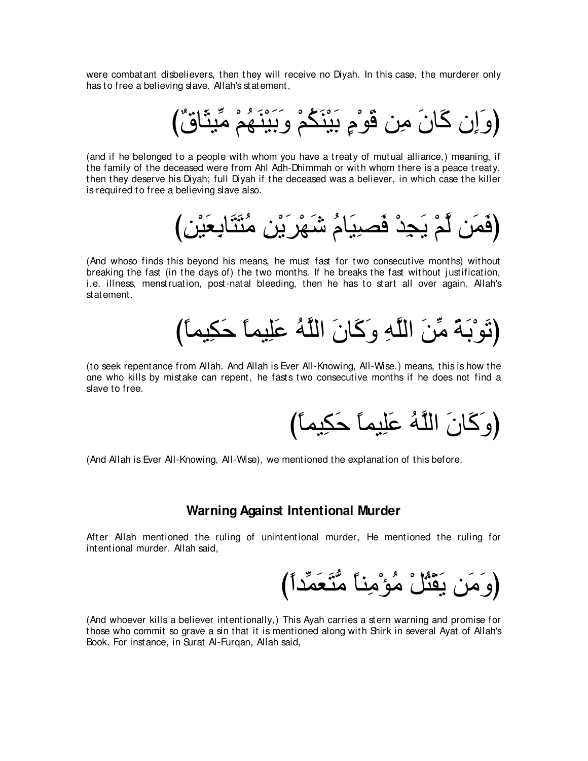were combatant disbelievers, then they will receive no Diyah. In this case, the murderer only has to free a believing slave. Allah's statement,

(وَإِن كَانَ مِن قَوْمٍ بَيْنَكُمْ وَبَيْنَهُمْ مِّيثَاقٌ)

(and if he belonged to a people with whom you have a treaty of mutual alliance,) meaning, if the family of the deceased were from Ahl Adh-Dhimmah or with whom there is a peace treaty, then they deserve his Diyah; full Diyah if the deceased was a believer, in which case the killer is required to free a believing slave also.

(فَمَن لَّمْ يَجِدْ فَصِيَامُ شَهْرَيْنِ مُتَتَابِعَيْنِ)

(And whoso finds this beyond his means, he must fast for two consecutive months) without breaking the fast (in the days of) the two months. If he breaks the fast without justification, i.e. illness, menstruation, post-natal bleeding, then he has to start all over again. Allah's statement,

(تَوْبَةً مِّنَ اللَّهِ وَكَانَ اللَّهُ عَلِيماً حَكِيماً)

(to seek repentance from Allah. And Allah is Ever All-Knowing, All-Wise.) means, this is how the one who kills by mistake can repent, he fasts two consecutive months if he does not find a slave to free.

(وَكَانَ اللَّهُ عَلِيماً حَكِيماً)

(And Allah is Ever All-Knowing, All-Wise), we mentioned the explanation of this before.

## Warning Against Intentional Murder

After Allah mentioned the ruling of unintentional murder, He mentioned the ruling for intentional murder. Allah said,

(وَمَن يَقْتُلْ مُؤْمِناً مُّتَعَمِّداً)

(And whoever kills a believer intentionally,) This Ayah carries a stern warning and promise for those who commit so grave a sin that it is mentioned along with Shirk in several Ayat of Allah's Book. For instance, in Surat Al-Furqan, Allah said,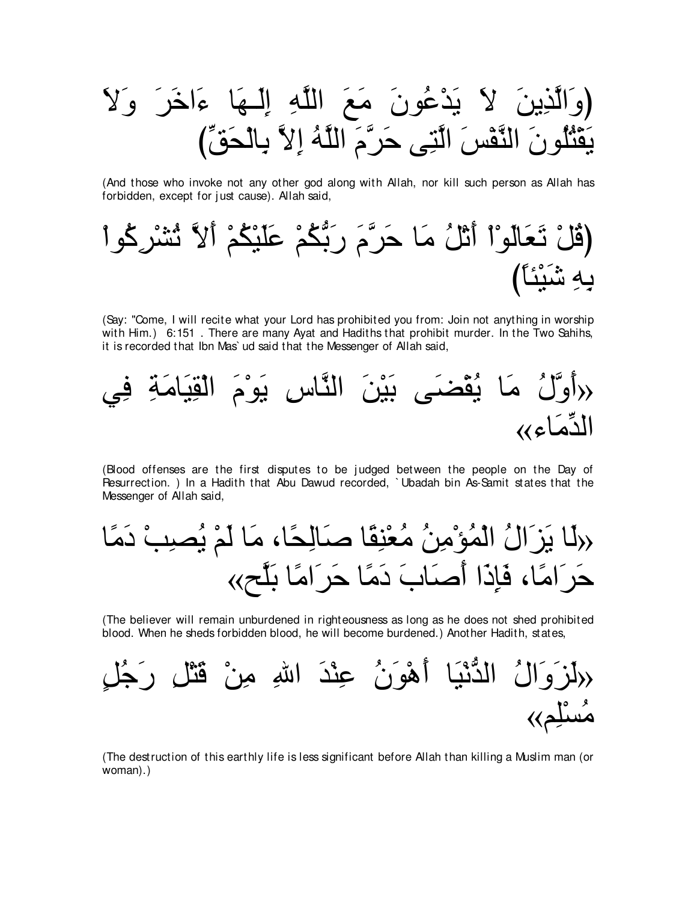(وَالَّذِينَ لاَ يَدْعُونَ مَعَ اللَّهِ إِلَـهَا ءَاخَرَ وَلاَ يَقْتُلُونَ النَّفْسَ الَّتِى حَرَّمَ اللَّهُ إِلاَّ بِالْحَقِّ)

(And those who invoke not any other god along with Allah, nor kill such person as Allah has forbidden, except for just cause). Allah said,

(قُلْ تَعَالَوْاْ أَتْلُ مَا حَرَّمَ رَبُّكُمْ عَلَيْكُمْ أَلاَّ تُشْرِكُواْ بِهِ شَيْئاً)

(Say: "Come, I will recite what your Lord has prohibited you from: Join not anything in worship with Him.) 6:151 . There are many Ayat and Hadiths that prohibit murder. In the Two Sahihs, it is recorded that Ibn Mas`ud said that the Messenger of Allah said,

«أَوَّلُ مَا يُقْضَى بَيْنَ النَّاسِ يَوْمَ الْقِيَامَةِ فِي الدِّمَاءِ»

(Blood offenses are the first disputes to be judged between the people on the Day of Resurrection. ) In a Hadith that Abu Dawud recorded, `Ubadah bin As-Samit states that the Messenger of Allah said,

«لَا يَزَالُ الْمُؤْمِنُ مُعْنِقًا صَالِحًا، مَا لَمْ يُصِبْ دَمًا حَرَامًا، فَإِذَا أَصَابَ دَمًا حَرَامًا بَلَّح»

(The believer will remain unburdened in righteousness as long as he does not shed prohibited blood. When he sheds forbidden blood, he will become burdened.) Another Hadith, states,

«لَزَوَالُ الدُّنْيَا أَهْوَنُ عِنْدَ اللهِ مِنْ قَتْلِ رَجُلٍ مُسْلِم»

(The destruction of this earthly life is less significant before Allah than killing a Muslim man (or woman).)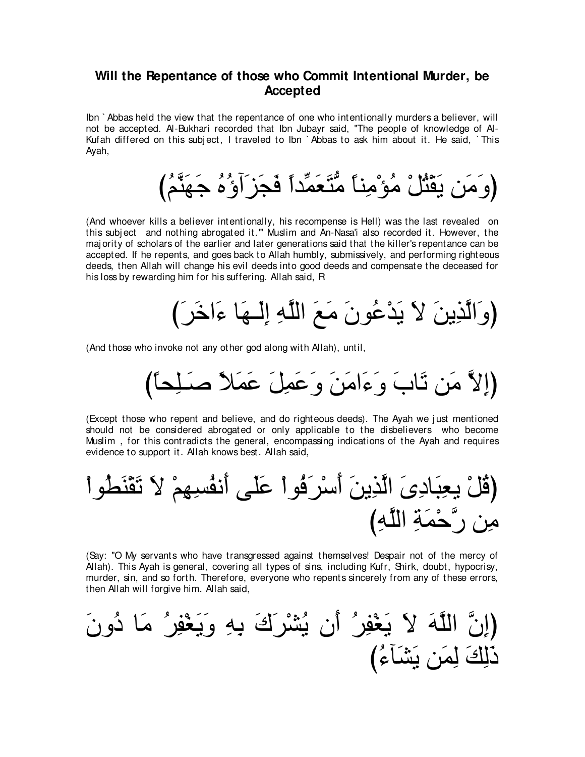## Will the Repentance of those who Commit Intentional Murder, be Accepted

Ibn `Abbas held the view that the repentance of one who intentionally murders a believer, will not be accepted. Al-Bukhari recorded that Ibn Jubayr said, "The people of knowledge of Al-Kufah differed on this subject, I traveled to Ibn `Abbas to ask him about it. He said, `This Ayah,

(وَمَن يَقْتُلْ مُؤْمِناً مُّتَعَمِّداً فَجَزَآؤُهُ جَهَنَّمُ)

(And whoever kills a believer intentionally, his recompense is Hell) was the last revealed on this subject and nothing abrogated it.'" Muslim and An-Nasa'i also recorded it. However, the majority of scholars of the earlier and later generations said that the killer's repentance can be accepted. If he repents, and goes back to Allah humbly, submissively, and performing righteous deeds, then Allah will change his evil deeds into good deeds and compensate the deceased for his loss by rewarding him for his suffering. Allah said, R

(وَالَّذِينَ لاَ يَدْعُونَ مَعَ اللَّهِ إِلَـهَا ءَاخَرَ)

(And those who invoke not any other god along with Allah), until,

(إِلاَّ مَن تَابَ وَءَامَنَ وَعَمِلَ عَمَلاً صَـلِحاً)

(Except those who repent and believe, and do righteous deeds). The Ayah we just mentioned should not be considered abrogated or only applicable to the disbelievers who become Muslim , for this contradicts the general, encompassing indications of the Ayah and requires evidence to support it. Allah knows best. Allah said,

(قُلْ يعِبَادِىَ الَّذِينَ أَسْرَفُواْ عَلَى أَنفُسِهِمْ لاَ تَقْنَطُواْ مِن رَّحْمَةِ اللَّهِ)

(Say: "O My servants who have transgressed against themselves! Despair not of the mercy of Allah). This Ayah is general, covering all types of sins, including Kufr, Shirk, doubt, hypocrisy, murder, sin, and so forth. Therefore, everyone who repents sincerely from any of these errors, then Allah will forgive him. Allah said,

(إِنَّ اللَّهَ لاَ يَغْفِرُ أَن يُشْرَكَ بِهِ وَيَغْفِرُ مَا دُونَ ذَلِكَ لِمَن يَشَآءُ)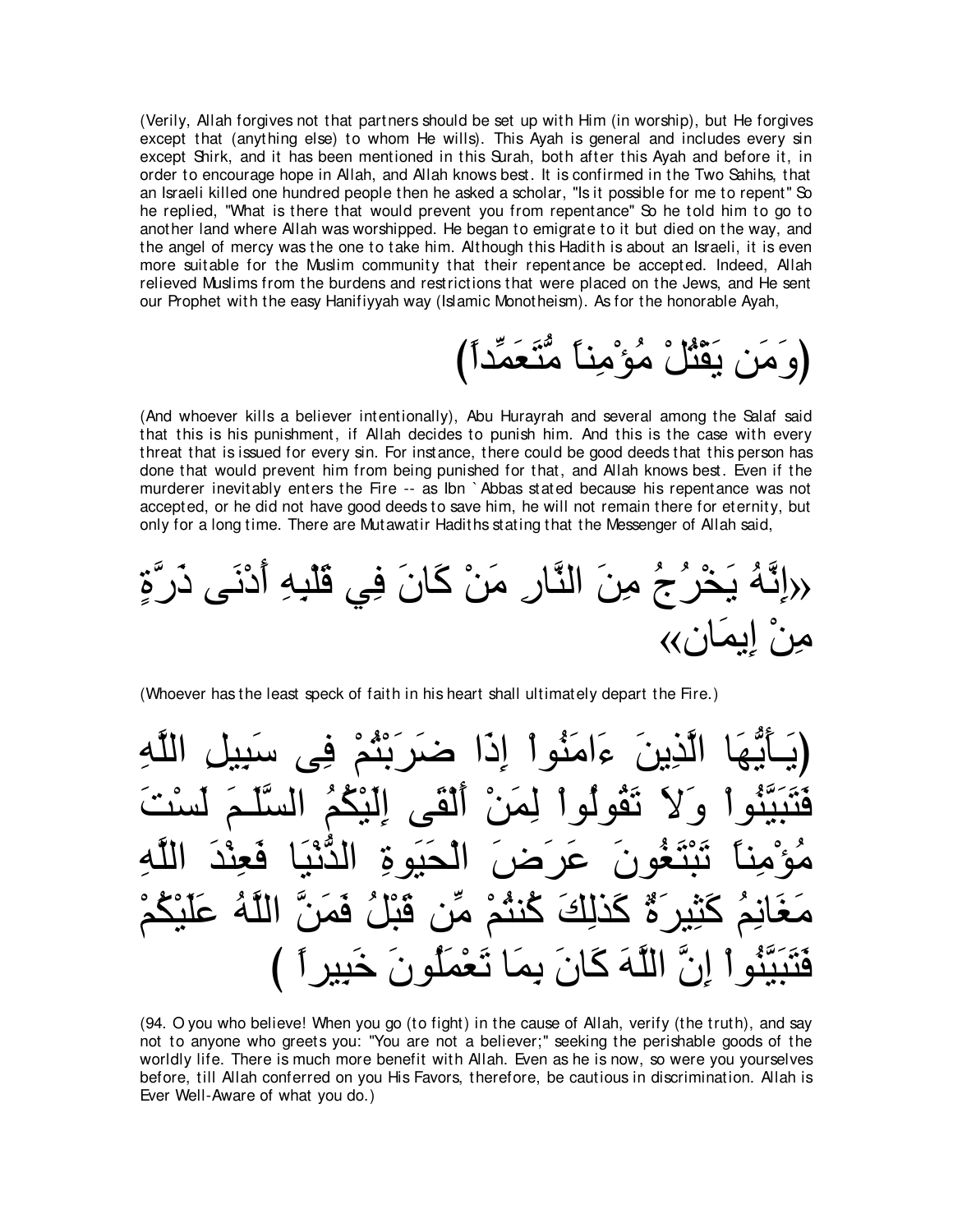(Verily, Allah forgives not that partners should be set up with Him (in worship), but He forgives except that (anything else) to whom He wills). This Ayah is general and includes every sin except Shirk, and it has been mentioned in this Surah, both after this Ayah and before it, in order to encourage hope in Allah, and Allah knows best. It is confirmed in the Two Sahihs, that an Israeli killed one hundred people then he asked a scholar, "Is it possible for me to repent" So he replied, "What is there that would prevent you from repentance" So he told him to go to another land where Allah was worshipped. He began to emigrate to it but died on the way, and the angel of mercy was the one to take him. Although this Hadith is about an Israeli, it is even more suitable for the Muslim community that their repentance be accepted. Indeed, Allah relieved Muslims from the burdens and restrictions that were placed on the Jews, and He sent our Prophet with the easy Hanifiyyah way (Islamic Monotheism). As for the honorable Ayah,

(وَمَن يَقْتُلْ مُؤْمِناً مُّتَعَمِّداً)

(And whoever kills a believer intentionally), Abu Hurayrah and several among the Salaf said that this is his punishment, if Allah decides to punish him. And this is the case with every threat that is issued for every sin. For instance, there could be good deeds that this person has done that would prevent him from being punished for that, and Allah knows best. Even if the murderer inevitably enters the Fire -- as Ibn `Abbas stated because his repentance was not accepted, or he did not have good deeds to save him, he will not remain there for eternity, but only for a long time. There are Mutawatir Hadiths stating that the Messenger of Allah said,

«إِنَّهُ يَخْرُجُ مِنَ النَّارِ مَنْ كَانَ فِي قَلْبِهِ أَدْنَى ذَرَّةٍ مِنْ إِيمَان»

(Whoever has the least speck of faith in his heart shall ultimately depart the Fire.)

(يَـأَيُّهَا الَّذِينَ ءَامَنُواْ إِذَا ضَرَبْتُمْ فِى سَبِيلِ اللَّهِ فَتَبَيَّنُواْ وَلاَ تَقُولُواْ لِمَنْ أَلْقَى إِلَيْكُمُ السَّلَـمَ لَسْتَ مُؤْمِناً تَبْتَغُونَ عَرَضَ الْحَيَوةِ الدُّنْيَا فَعِنْدَ اللَّهِ مَغَانِمُ كَثِيرَةٌ كَذلِكَ كُنتُمْ مِّن قَبْلُ فَمَنَّ اللَّهُ عَلَيْكُمْ فَتَبَيَّنُواْ إِنَّ اللَّهَ كَانَ بِمَا تَعْمَلُونَ خَبِيراً )

(94. O you who believe! When you go (to fight) in the cause of Allah, verify (the truth), and say not to anyone who greets you: "You are not a believer;" seeking the perishable goods of the worldly life. There is much more benefit with Allah. Even as he is now, so were you yourselves before, till Allah conferred on you His Favors, therefore, be cautious in discrimination. Allah is Ever Well-Aware of what you do.)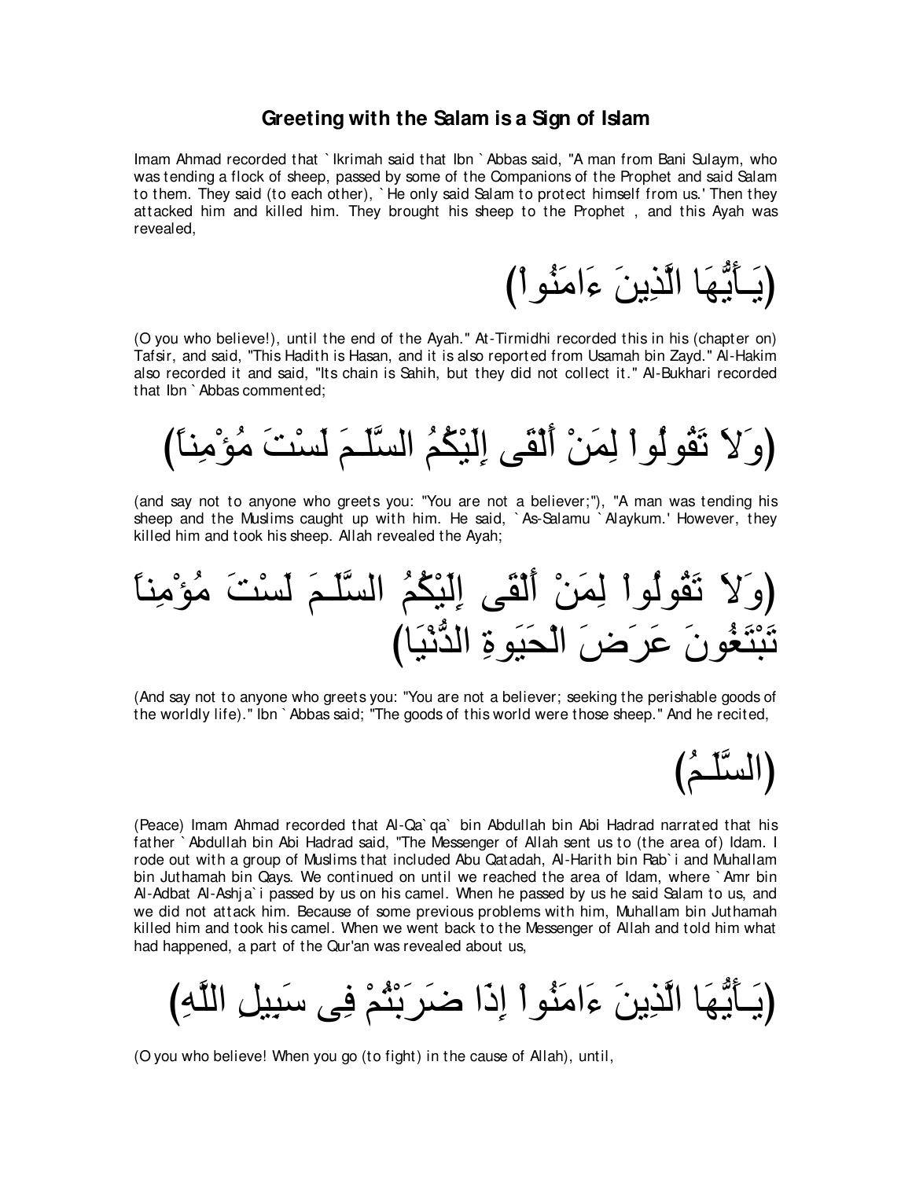## Greeting with the Salam is a Sign of Islam

Imam Ahmad recorded that `Ikrimah said that Ibn `Abbas said, "A man from Bani Sulaym, who was tending a flock of sheep, passed by some of the Companions of the Prophet and said Salam to them. They said (to each other), `He only said Salam to protect himself from us.' Then they attacked him and killed him. They brought his sheep to the Prophet , and this Ayah was revealed,

(يَـأَيُّهَا الَّذِينَ ءَامَنُواْ)

(O you who believe!), until the end of the Ayah." At-Tirmidhi recorded this in his (chapter on) Tafsir, and said, "This Hadith is Hasan, and it is also reported from Usamah bin Zayd." Al-Hakim also recorded it and said, "Its chain is Sahih, but they did not collect it." Al-Bukhari recorded that Ibn `Abbas commented;

(وَلاَ تَقُولُواْ لِمَنْ أَلْقَى إِلَيْكُمُ السَّلَـمَ لَسْتَ مُؤْمِناً)

(and say not to anyone who greets you: "You are not a believer;"), "A man was tending his sheep and the Muslims caught up with him. He said, `As-Salamu `Alaykum.' However, they killed him and took his sheep. Allah revealed the Ayah;

(وَلاَ تَقُولُواْ لِمَنْ أَلْقَى إِلَيْكُمُ السَّلَـمَ لَسْتَ مُؤْمِناً تَبْتَغُونَ عَرَضَ الْحَيَوةِ الدُّنْيَا)

(And say not to anyone who greets you: "You are not a believer; seeking the perishable goods of the worldly life)." Ibn `Abbas said; "The goods of this world were those sheep." And he recited,

(السَّلَـمُ)

(Peace) Imam Ahmad recorded that Al-Qa`qa` bin Abdullah bin Abi Hadrad narrated that his father `Abdullah bin Abi Hadrad said, "The Messenger of Allah sent us to (the area of) Idam. I rode out with a group of Muslims that included Abu Qatadah, Al-Harith bin Rab`i and Muhallam bin Juthamah bin Qays. We continued on until we reached the area of Idam, where `Amr bin Al-Adbat Al-Ashja`i passed by us on his camel. When he passed by us he said Salam to us, and we did not attack him. Because of some previous problems with him, Muhallam bin Juthamah killed him and took his camel. When we went back to the Messenger of Allah and told him what had happened, a part of the Qur'an was revealed about us,

(يَـأَيُّهَا الَّذِينَ ءَامَنُواْ إِذَا ضَرَبْتُمْ فِى سَبِيلِ اللَّهِ)

(O you who believe! When you go (to fight) in the cause of Allah), until,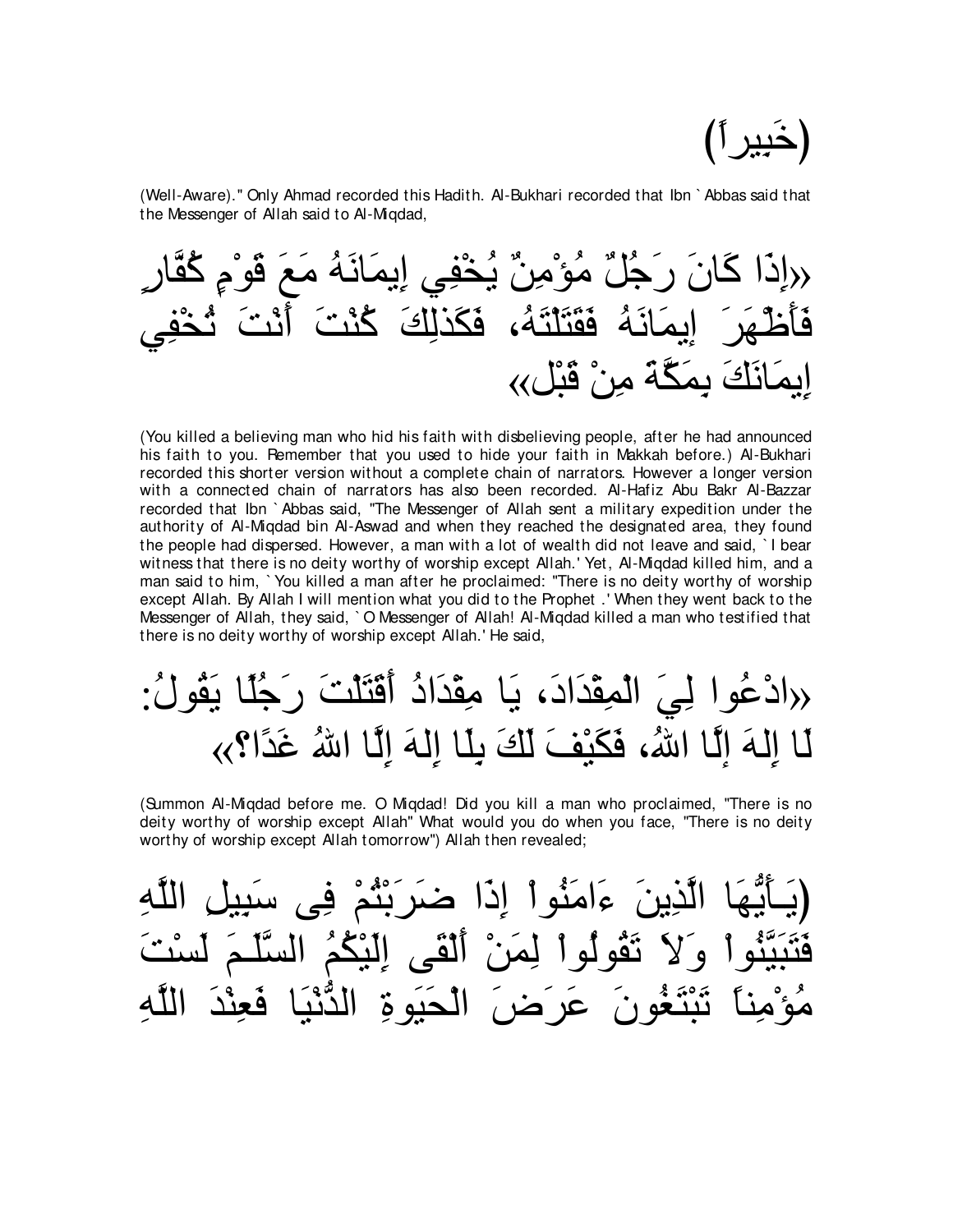(خَبِيراً)

(Well-Aware)." Only Ahmad recorded this Hadith. Al-Bukhari recorded that Ibn `Abbas said that the Messenger of Allah said to Al-Miqdad,

«إِذَا كَانَ رَجُلٌ مُؤْمِنٌ يُخْفِي إِيمَانَهُ مَعَ قَوْمٍ كُفَّارٍ فَأَظْهَرَ إِيمَانَهُ فَقَتَلْتَهُ، فَكَذلِكَ كُنْتَ أَنْتَ تُخْفِي إِيمَانَكَ بِمَكَّةَ مِنْ قَبْل»

(You killed a believing man who hid his faith with disbelieving people, after he had announced his faith to you. Remember that you used to hide your faith in Makkah before.) Al-Bukhari recorded this shorter version without a complete chain of narrators. However a longer version with a connected chain of narrators has also been recorded. Al-Hafiz Abu Bakr Al-Bazzar recorded that Ibn `Abbas said, "The Messenger of Allah sent a military expedition under the authority of Al-Miqdad bin Al-Aswad and when they reached the designated area, they found the people had dispersed. However, a man with a lot of wealth did not leave and said, `I bear witness that there is no deity worthy of worship except Allah.' Yet, Al-Miqdad killed him, and a man said to him, `You killed a man after he proclaimed: "There is no deity worthy of worship except Allah. By Allah I will mention what you did to the Prophet .' When they went back to the Messenger of Allah, they said, `O Messenger of Allah! Al-Miqdad killed a man who testified that there is no deity worthy of worship except Allah.' He said,

«ادْعُوا لِيَ الْمِقْدَادَ، يَا مِقْدَادُ أَقَتَلْتَ رَجُلًا يَقُولُ: لَا إِلهَ إِلَّا اللهُ، فَكَيْفَ لَكَ بِلَا إِلهَ إِلَّا اللهُ غَدًا؟»

(Summon Al-Miqdad before me. O Miqdad! Did you kill a man who proclaimed, "There is no deity worthy of worship except Allah" What would you do when you face, "There is no deity worthy of worship except Allah tomorrow") Allah then revealed;

(يَـأَيُّهَا الَّذِينَ ءَامَنُواْ إِذَا ضَرَبْتُمْ فِى سَبِيلِ اللَّهِ فَتَبَيَّنُواْ وَلاَ تَقُولُواْ لِمَنْ أَلْقَى إِلَيْكُمُ السَّلَـمَ لَسْتَ مُؤْمِناً تَبْتَغُونَ عَرَضَ الْحَيَوةِ الدُّنْيَا فَعِنْدَ اللَّهِ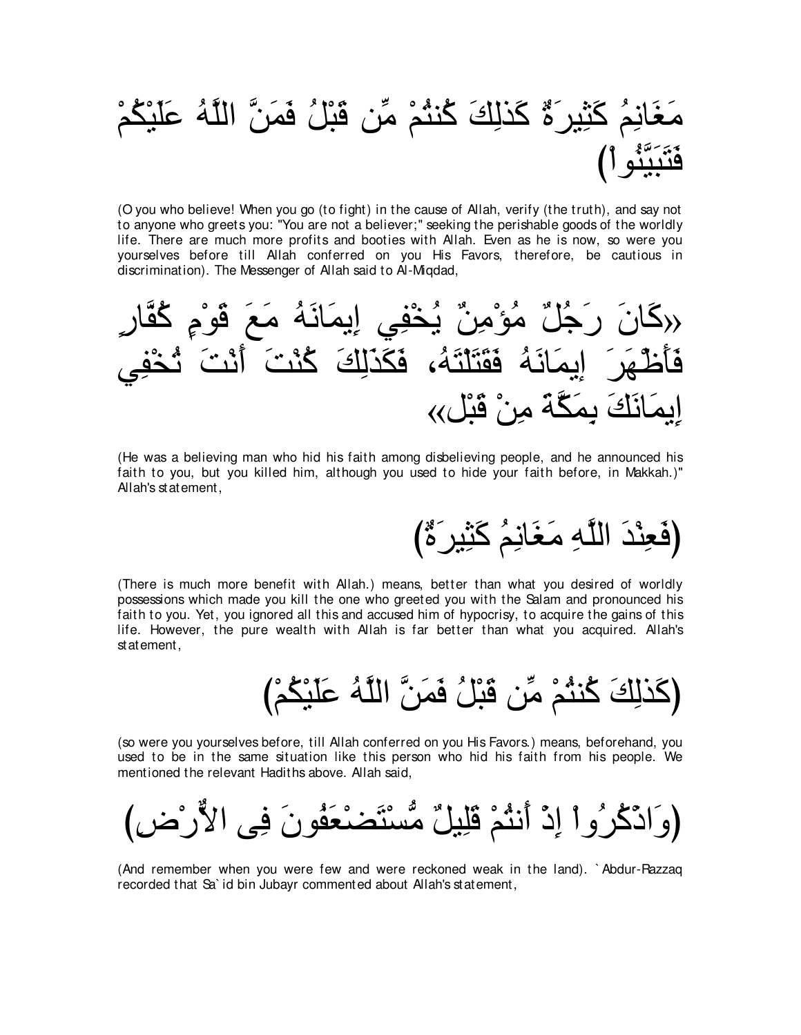مَغَانِمُ كَثِيرَةٌ كَذلِكَ كُنتُمْ مِّن قَبْلُ فَمَنَّ اللَّهُ عَلَيْكُمْ فَتَبَيَّنُوا۟)

(O you who believe! When you go (to fight) in the cause of Allah, verify (the truth), and say not to anyone who greets you: "You are not a believer;" seeking the perishable goods of the worldly life. There are much more profits and booties with Allah. Even as he is now, so were you yourselves before till Allah conferred on you His Favors, therefore, be cautious in discrimination). The Messenger of Allah said to Al-Miqdad,

«كَانَ رَجُلٌ مُؤْمِنٌ يُخْفِي إِيمَانَهُ مَعَ قَوْمٍ كُفَّارٍ فَأَظْهَرَ إِيمَانَهُ فَقَتَلْتَهُ، فَكَذَلِكَ كُنْتَ أَنْتَ تُخْفِي إِيمَانَكَ بِمَكَّةَ مِنْ قَبْل»

(He was a believing man who hid his faith among disbelieving people, and he announced his faith to you, but you killed him, although you used to hide your faith before, in Makkah.)" Allah's statement,

(فَعِنْدَ اللَّهِ مَغَانِمُ كَثِيرَةٌ)

(There is much more benefit with Allah.) means, better than what you desired of worldly possessions which made you kill the one who greeted you with the Salam and pronounced his faith to you. Yet, you ignored all this and accused him of hypocrisy, to acquire the gains of this life. However, the pure wealth with Allah is far better than what you acquired. Allah's statement,

(كَذلِكَ كُنتُمْ مِّن قَبْلُ فَمَنَّ اللَّهُ عَلَيْكُمْ)

(so were you yourselves before, till Allah conferred on you His Favors.) means, beforehand, you used to be in the same situation like this person who hid his faith from his people. We mentioned the relevant Hadiths above. Allah said,

(وَاذْكُرُوا۟ إِذْ أَنتُمْ قَلِيلٌ مُّسْتَضْعَفُونَ فِى الأَرْضِ)

(And remember when you were few and were reckoned weak in the land). `Abdur-Razzaq recorded that Sa`id bin Jubayr commented about Allah's statement,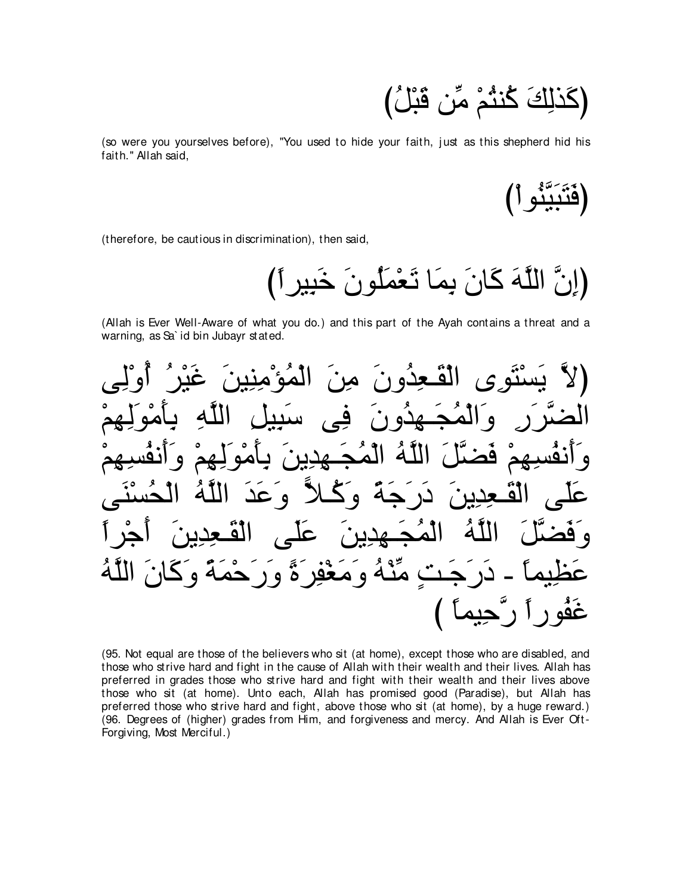(كَذلِكَ كُنتُمْ مِّن قَبْلُ)

(so were you yourselves before), "You used to hide your faith, just as this shepherd hid his faith." Allah said,

(فَتَبَيَّنُواْ)

(therefore, be cautious in discrimination), then said,

(إِنَّ اللَّهَ كَانَ بِمَا تَعْمَلُونَ خَبِيراً)

(Allah is Ever Well-Aware of what you do.) and this part of the Ayah contains a threat and a warning, as Sa`id bin Jubayr stated.

(لاَّ يَسْتَوِى الْقَـعِدُونَ مِنَ الْمُؤْمِنِينَ غَيْرُ أُوْلِى الضَّرَرِ وَالْمُجَـهِدُونَ فِى سَبِيلِ اللَّهِ بِأَمْوَلِهِمْ وَأَنفُسِهِمْ فَضَّلَ اللَّهُ الْمُجَـهِدِينَ بِأَمْوَلِهِمْ وَأَنفُسِهِمْ عَلَى الْقَـعِدِينَ دَرَجَةً وَكُـلاًّ وَعَدَ اللَّهُ الْحُسْنَى وَفَضَّلَ اللَّهُ الْمُجَـهِدِينَ عَلَى الْقَـعِدِينَ أَجْراً عَظِيماً - دَرَجَـتٍ مِّنْهُ وَمَغْفِرَةً وَرَحْمَةً وَكَانَ اللَّهُ غَفُوراً رَّحِيماً )

(95. Not equal are those of the believers who sit (at home), except those who are disabled, and those who strive hard and fight in the cause of Allah with their wealth and their lives. Allah has preferred in grades those who strive hard and fight with their wealth and their lives above those who sit (at home). Unto each, Allah has promised good (Paradise), but Allah has preferred those who strive hard and fight, above those who sit (at home), by a huge reward.) (96. Degrees of (higher) grades from Him, and forgiveness and mercy. And Allah is Ever Oft-Forgiving, Most Merciful.)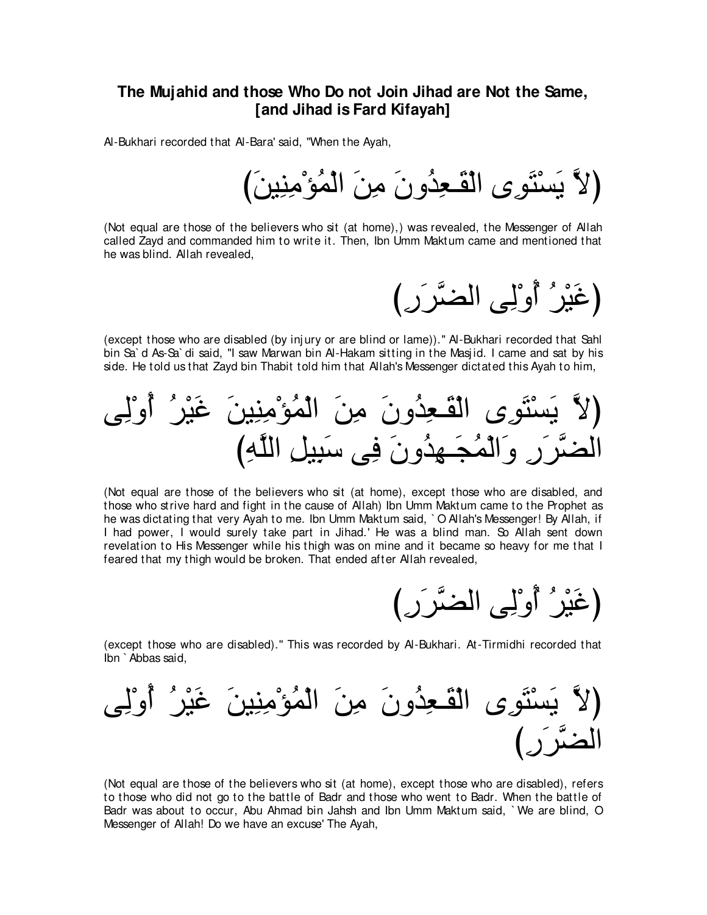## The Mujahid and those Who Do not Join Jihad are Not the Same, [and Jihad is Fard Kifayah]

Al-Bukhari recorded that Al-Bara' said, "When the Ayah,

(لاَّ يَسْتَوِى الْقَـعِدُونَ مِنَ الْمُؤْمِنِينَ)

(Not equal are those of the believers who sit (at home),) was revealed, the Messenger of Allah called Zayd and commanded him to write it. Then, Ibn Umm Maktum came and mentioned that he was blind. Allah revealed,

(غَيْرُ أُوْلِى الضَّرَرِ)

(except those who are disabled (by injury or are blind or lame))." Al-Bukhari recorded that Sahl bin Sa`d As-Sa`di said, "I saw Marwan bin Al-Hakam sitting in the Masjid. I came and sat by his side. He told us that Zayd bin Thabit told him that Allah's Messenger dictated this Ayah to him,

(لاَّ يَسْتَوِى الْقَـعِدُونَ مِنَ الْمُؤْمِنِينَ غَيْرُ أُوْلِى الضَّرَرِ وَالْمُجَـهِدُونَ فِى سَبِيلِ اللَّهِ)

(Not equal are those of the believers who sit (at home), except those who are disabled, and those who strive hard and fight in the cause of Allah) Ibn Umm Maktum came to the Prophet as he was dictating that very Ayah to me. Ibn Umm Maktum said, `O Allah's Messenger! By Allah, if I had power, I would surely take part in Jihad.' He was a blind man. So Allah sent down revelation to His Messenger while his thigh was on mine and it became so heavy for me that I feared that my thigh would be broken. That ended after Allah revealed,

(غَيْرُ أُوْلِى الضَّرَرِ)

(except those who are disabled)." This was recorded by Al-Bukhari. At-Tirmidhi recorded that Ibn `Abbas said,

(لاَّ يَسْتَوِى الْقَـعِدُونَ مِنَ الْمُؤْمِنِينَ غَيْرُ أُوْلِى الضَّرَرِ)

(Not equal are those of the believers who sit (at home), except those who are disabled), refers to those who did not go to the battle of Badr and those who went to Badr. When the battle of Badr was about to occur, Abu Ahmad bin Jahsh and Ibn Umm Maktum said, `We are blind, O Messenger of Allah! Do we have an excuse' The Ayah,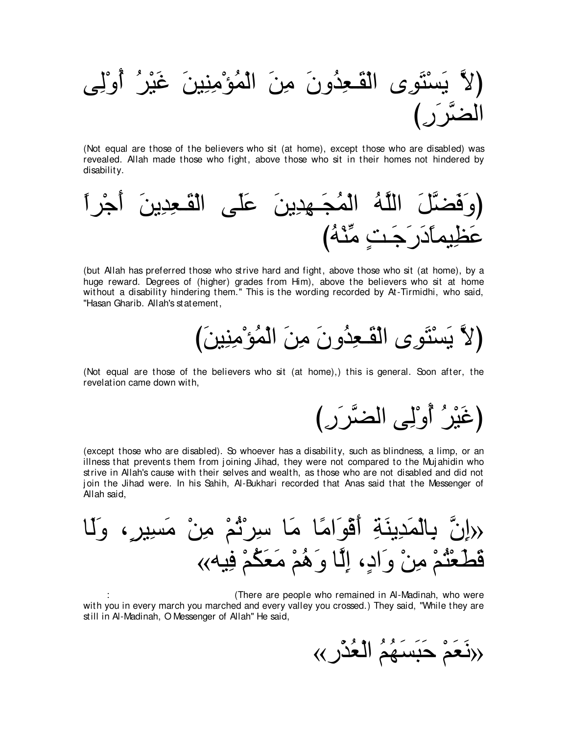(لاَّ يَسْتَوِى الْقَـعِدُونَ مِنَ الْمُؤْمِنِينَ غَيْرُ أُوْلِى الضَّرَرِ)

(Not equal are those of the believers who sit (at home), except those who are disabled) was revealed. Allah made those who fight, above those who sit in their homes not hindered by disability.

(وَفَضَّلَ اللَّهُ الْمُجَـهِدِينَ عَلَى الْقَـعِدِينَ أَجْراً عَظِيماًدَرَجَـتٍ مِّنْهُ)

(but Allah has preferred those who strive hard and fight, above those who sit (at home), by a huge reward. Degrees of (higher) grades from Him), above the believers who sit at home without a disability hindering them." This is the wording recorded by At-Tirmidhi, who said, "Hasan Gharib. Allah's statement,

(لاَّ يَسْتَوِى الْقَـعِدُونَ مِنَ الْمُؤْمِنِينَ)

(Not equal are those of the believers who sit (at home),) this is general. Soon after, the revelation came down with,

(غَيْرُ أُوْلِى الضَّرَرِ)

(except those who are disabled). So whoever has a disability, such as blindness, a limp, or an illness that prevents them from joining Jihad, they were not compared to the Mujahidin who strive in Allah's cause with their selves and wealth, as those who are not disabled and did not join the Jihad were. In his Sahih, Al-Bukhari recorded that Anas said that the Messenger of Allah said,

«إِنَّ بِالْمَدِينَةِ أَقْوَامًا مَا سِرْتُمْ مِنْ مَسِيرٍ، وَلَا قَطَعْتُمْ مِنْ وَادٍ، إِلَّا وَهُمْ مَعَكُمْ فِيه»

: (There are people who remained in Al-Madinah, who were with you in every march you marched and every valley you crossed.) They said, "While they are still in Al-Madinah, O Messenger of Allah" He said,

«نَعَمْ حَبَسَهُمُ الْعُذْر»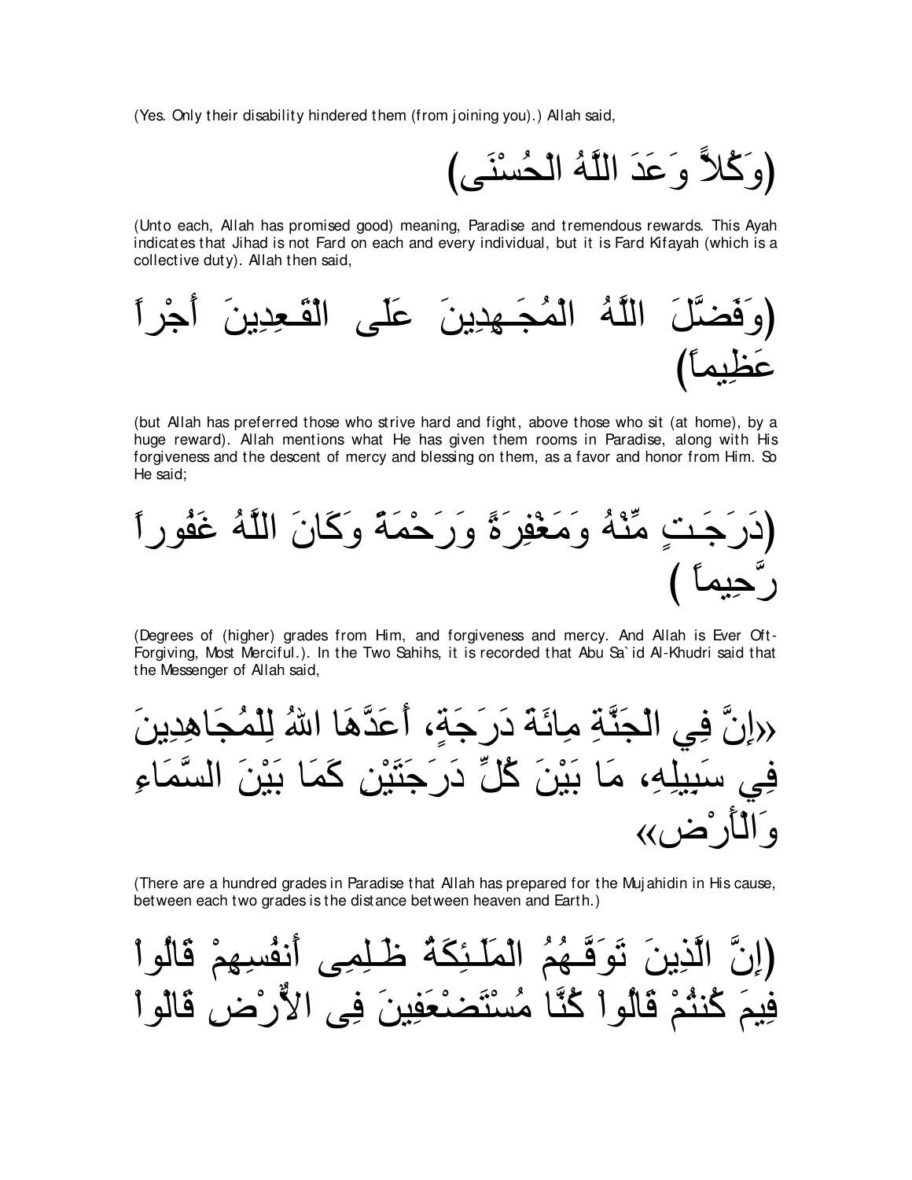(Yes. Only their disability hindered them (from joining you).) Allah said,

(وَكُلاًّ وَعَدَ اللَّهُ الْحُسْنَى)

(Unto each, Allah has promised good) meaning, Paradise and tremendous rewards. This Ayah indicates that Jihad is not Fard on each and every individual, but it is Fard Kifayah (which is a collective duty). Allah then said,

(وَفَضَّلَ اللَّهُ الْمُجَـهِدِينَ عَلَى الْقَـعِدِينَ أَجْراً عَظِيماً)

(but Allah has preferred those who strive hard and fight, above those who sit (at home), by a huge reward). Allah mentions what He has given them rooms in Paradise, along with His forgiveness and the descent of mercy and blessing on them, as a favor and honor from Him. So He said;

(دَرَجَـتٍ مِّنْهُ وَمَغْفِرَةً وَرَحْمَةً وَكَانَ اللَّهُ غَفُوراً رَّحِيماً )

(Degrees of (higher) grades from Him, and forgiveness and mercy. And Allah is Ever Oft-Forgiving, Most Merciful.). In the Two Sahihs, it is recorded that Abu Sa`id Al-Khudri said that the Messenger of Allah said,

«إِنَّ فِي الْجَنَّةِ مِائَةَ دَرَجَةٍ، أَعَدَّهَا اللهُ لِلْمُجَاهِدِينَ فِي سَبِيلِهِ، مَا بَيْنَ كُلِّ دَرَجَتَيْنِ كَمَا بَيْنَ السَّمَاءِ وَالْأَرْض»

(There are a hundred grades in Paradise that Allah has prepared for the Mujahidin in His cause, between each two grades is the distance between heaven and Earth.)

(إِنَّ الَّذِينَ تَوَفَّـهُمُ الْمَلَـئِكَةُ ظَـلِمِى أَنفُسِهِمْ قَالُواْ فِيمَ كُنتُمْ قَالُواْ كُنَّا مُسْتَضْعَفِينَ فِى الاٌّرْضِ قَالْو اْ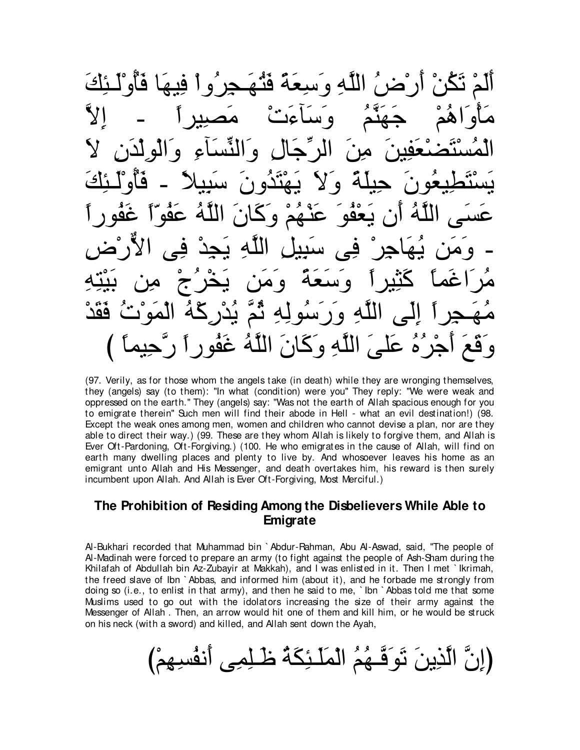أَلَمْ تَكُنْ أَرْضُ اللَّهِ وَسِعَةً فَتُهَـجِرُواْ فِيهَا فَأُوْلَـئِكَ مَأْوَاهُمْ جَهَنَّمُ وَسَآءَتْ مَصِيراً - إِلاَّ الْمُسْتَضْعَفِينَ مِنَ الرِّجَالِ وَالنِّسَآءِ وَالْوِلْدَنِ لاَ يَسْتَطِيعُونَ حِيلَةً وَلاَ يَهْتَدُونَ سَبِيلاً - فَأُوْلَـئِكَ عَسَى اللَّهُ أَن يَعْفُوَ عَنْهُمْ وَكَانَ اللَّهُ عَفُوّاً غَفُوراً - وَمَن يُهَاجِرْ فِى سَبِيلِ اللَّهِ يَجِدْ فِى الاٌّرْضِ مُرَاغَماً كَثِيراً وَسَعَةً وَمَن يَخْرُجْ مِن بَيْتِهِ مُهَـجِراً إِلَى اللَّهِ وَرَسُولِهِ ثُمَّ يُدْرِكْهُ الْمَوْتُ فَقَدْ وَقَعَ أَجْرُهُ عَلَى اللَّهِ وَكَانَ اللَّهُ غَفُوراً رَّحِيماً )

(97. Verily, as for those whom the angels take (in death) while they are wronging themselves, they (angels) say (to them): "In what (condition) were you" They reply: "We were weak and oppressed on the earth." They (angels) say: "Was not the earth of Allah spacious enough for you to emigrate therein" Such men will find their abode in Hell - what an evil destination!) (98. Except the weak ones among men, women and children who cannot devise a plan, nor are they able to direct their way.) (99. These are they whom Allah is likely to forgive them, and Allah is Ever Oft-Pardoning, Oft-Forgiving.) (100. He who emigrates in the cause of Allah, will find on earth many dwelling places and plenty to live by. And whosoever leaves his home as an emigrant unto Allah and His Messenger, and death overtakes him, his reward is then surely incumbent upon Allah. And Allah is Ever Oft-Forgiving, Most Merciful.)

## The Prohibition of Residing Among the Disbelievers While Able to Emigrate

Al-Bukhari recorded that Muhammad bin `Abdur-Rahman, Abu Al-Aswad, said, "The people of Al-Madinah were forced to prepare an army (to fight against the people of Ash-Sham during the Khilafah of Abdullah bin Az-Zubayir at Makkah), and I was enlisted in it. Then I met `Ikrimah, the freed slave of Ibn `Abbas, and informed him (about it), and he forbade me strongly from doing so (i.e., to enlist in that army), and then he said to me, `Ibn `Abbas told me that some Muslims used to go out with the idolators increasing the size of their army against the Messenger of Allah . Then, an arrow would hit one of them and kill him, or he would be struck on his neck (with a sword) and killed, and Allah sent down the Ayah,

(إِنَّ الَّذِينَ تَوَفَّـهُمُ الْمَلَـئِكَةُ ظَـلِمِى أَنفُسِهِمْ)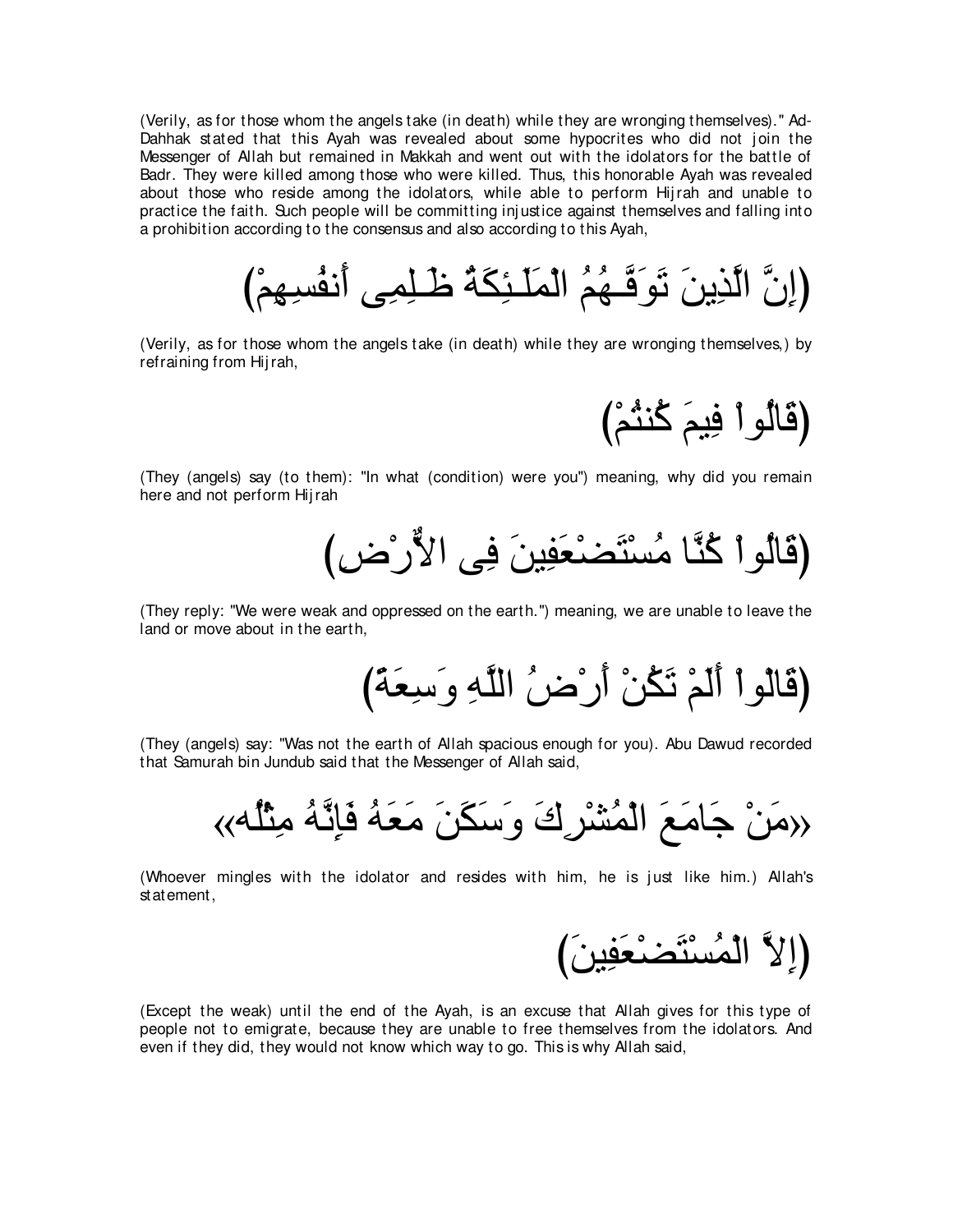(Verily, as for those whom the angels take (in death) while they are wronging themselves)." Ad-Dahhak stated that this Ayah was revealed about some hypocrites who did not join the Messenger of Allah but remained in Makkah and went out with the idolators for the battle of Badr. They were killed among those who were killed. Thus, this honorable Ayah was revealed about those who reside among the idolators, while able to perform Hijrah and unable to practice the faith. Such people will be committing injustice against themselves and falling into a prohibition according to the consensus and also according to this Ayah,

(إِنَّ الَّذِينَ تَوَفَّـهُمُ الْمَلَـئِكَةُ ظَـلِمِى أَنفُسِهِمْ)

(Verily, as for those whom the angels take (in death) while they are wronging themselves,) by refraining from Hijrah,

(قَالُواْ فِيمَ كُنتُمْ)

(They (angels) say (to them): "In what (condition) were you") meaning, why did you remain here and not perform Hijrah

(قَالُواْ كُنَّا مُسْتَضْعَفِينَ فِى الاٌّرْضِ)

(They reply: "We were weak and oppressed on the earth.") meaning, we are unable to leave the land or move about in the earth,

(قَالْوَاْ أَلَمْ تَكُنْ أَرْضُ اللَّهِ وَسِعَةً)

(They (angels) say: "Was not the earth of Allah spacious enough for you). Abu Dawud recorded that Samurah bin Jundub said that the Messenger of Allah said,

«مَنْ جَامَعَ الْمُشْرِكَ وَسَكَنَ مَعَهُ فَإِنَّهُ مِثْلُه»

(Whoever mingles with the idolator and resides with him, he is just like him.) Allah's statement,

(إِلاَّ الْمُسْتَضْعَفِينَ)

(Except the weak) until the end of the Ayah, is an excuse that Allah gives for this type of people not to emigrate, because they are unable to free themselves from the idolators. And even if they did, they would not know which way to go. This is why Allah said,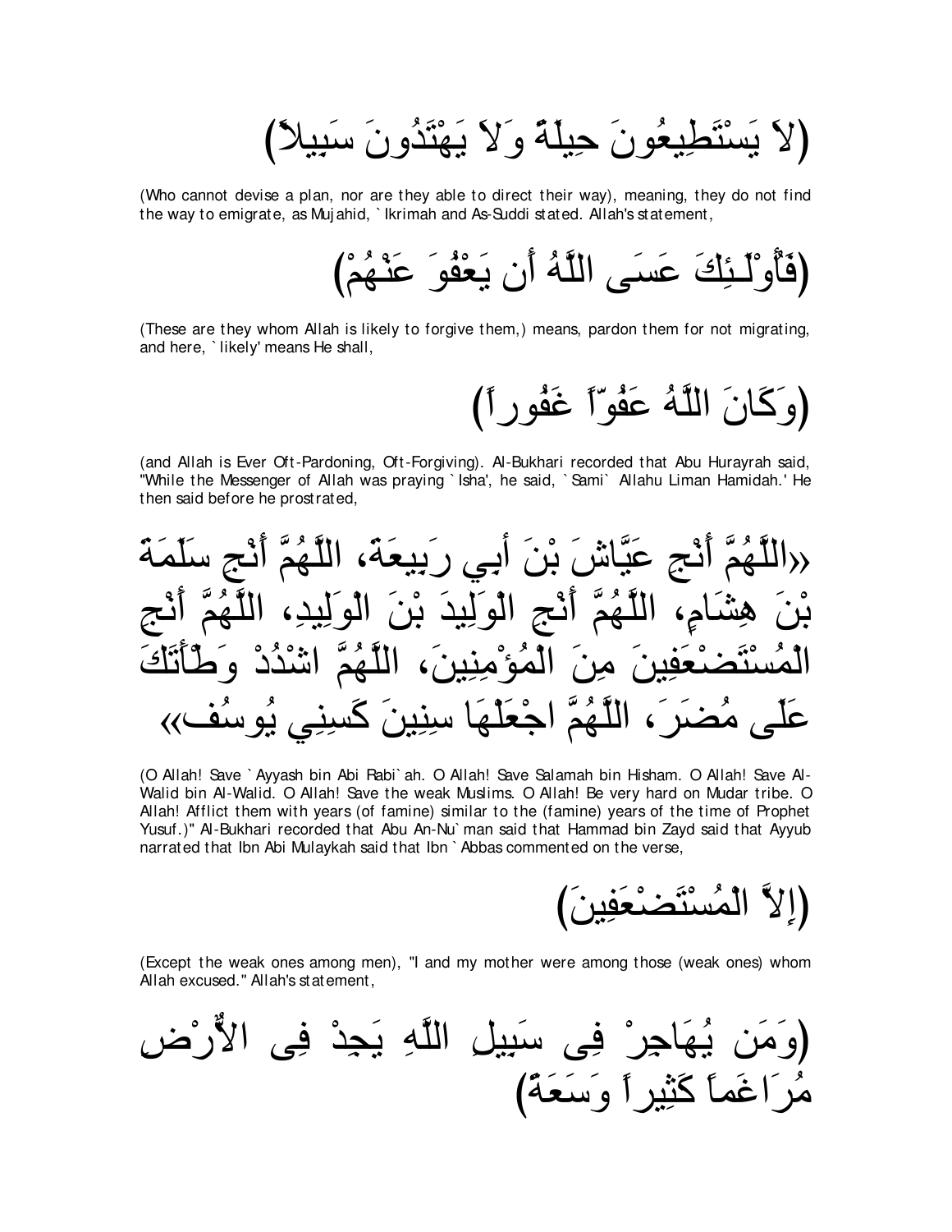(لاَ يَسْتَطِيعُونَ حِيلَةً وَلاَ يَهْتَدُونَ سَبِيلاً)

(Who cannot devise a plan, nor are they able to direct their way), meaning, they do not find the way to emigrate, as Mujahid, `Ikrimah and As-Suddi stated. Allah's statement,

(فَأُوْلَـئِكَ عَسَى اللَّهُ أَن يَعْفُوَ عَنْهُمْ)

(These are they whom Allah is likely to forgive them,) means, pardon them for not migrating, and here, `likely' means He shall,

(وَكَانَ اللَّهُ عَفُوّاً غَفُوراً)

(and Allah is Ever Oft-Pardoning, Oft-Forgiving). Al-Bukhari recorded that Abu Hurayrah said, "While the Messenger of Allah was praying `Isha', he said, `Sami` Allahu Liman Hamidah.' He then said before he prostrated,

«اللَّهُمَّ أَنْجِ عَيَّاشَ بْنَ أَبِي رَبِيعَةَ، اللَّهُمَّ أَنْجِ سَلَمَةَ بْنَ هِشَامٍ، اللَّهُمَّ أَنْجِ الْوَلِيدَ بْنَ الْوَلِيدِ، اللَّهُمَّ أَنْجِ الْمُسْتَضْعَفِينَ مِنَ الْمُؤْمِنِينَ، اللَّهُمَّ اشْدُدْ وَطْأَتَكَ عَلَى مُضَرَ، اللَّهُمَّ اجْعَلْهَا سِنِينَ كَسِنِي يُوسُفَ»

(O Allah! Save `Ayyash bin Abi Rabi`ah. O Allah! Save Salamah bin Hisham. O Allah! Save Al-Walid bin Al-Walid. O Allah! Save the weak Muslims. O Allah! Be very hard on Mudar tribe. O Allah! Afflict them with years (of famine) similar to the (famine) years of the time of Prophet Yusuf.)" Al-Bukhari recorded that Abu An-Nu`man said that Hammad bin Zayd said that Ayyub narrated that Ibn Abi Mulaykah said that Ibn `Abbas commented on the verse,

(إِلاَّ الْمُسْتَضْعَفِينَ)

(Except the weak ones among men), "I and my mother were among those (weak ones) whom Allah excused." Allah's statement,

(وَمَن يُهَاجِرْ فِى سَبِيلِ اللَّهِ يَجِدْ فِى الاٌّرْضِ مُرَاغَماً كَثِيراً وَسَعَةً)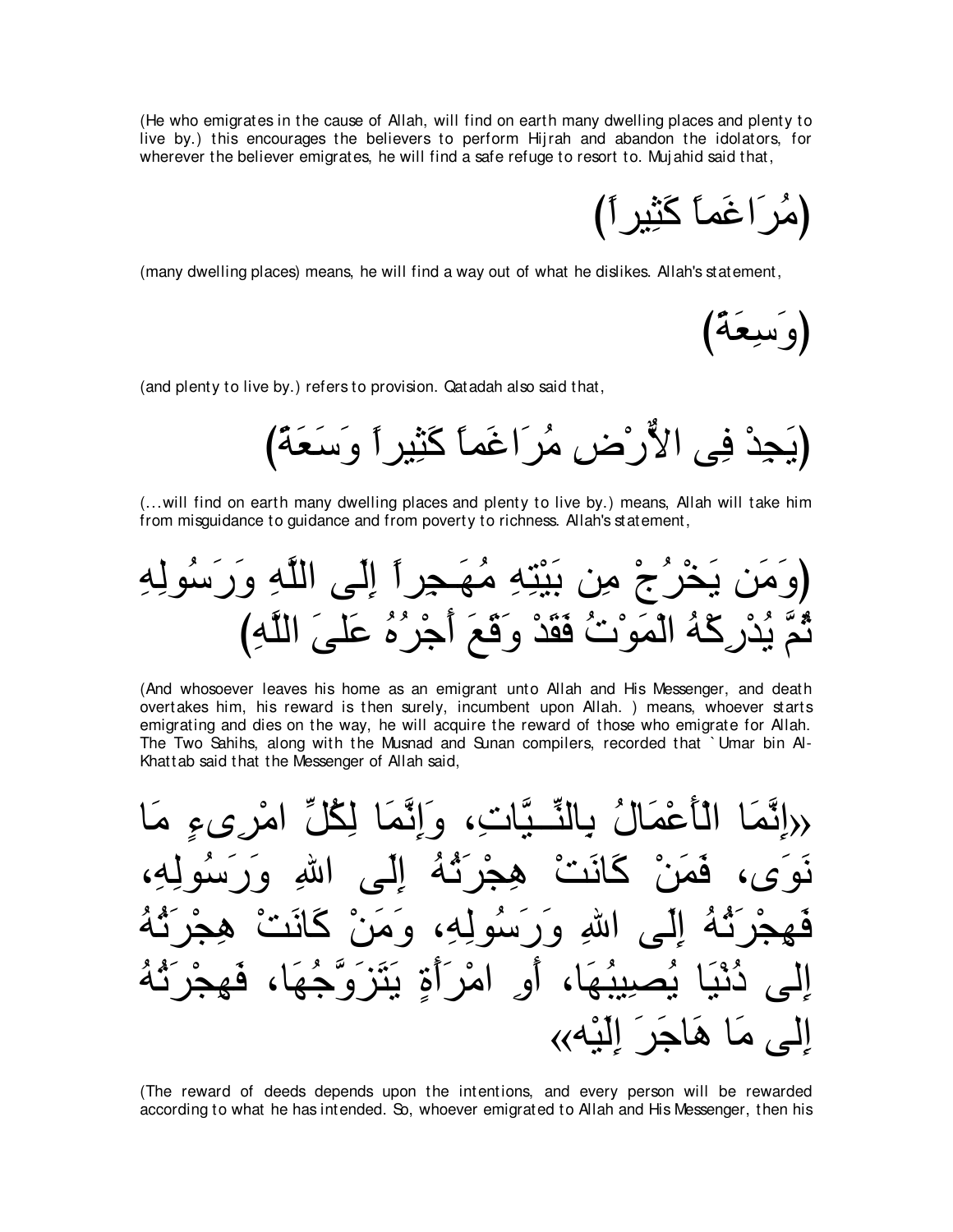(He who emigrates in the cause of Allah, will find on earth many dwelling places and plenty to live by.) this encourages the believers to perform Hijrah and abandon the idolators, for wherever the believer emigrates, he will find a safe refuge to resort to. Mujahid said that,

(مُرَاغَماً كَثِيراً)

(many dwelling places) means, he will find a way out of what he dislikes. Allah's statement,

(وَسِعَةً)

(and plenty to live by.) refers to provision. Qatadah also said that,

(يَجِدْ فِى الاٌّرْضِ مُرَاغَماً كَثِيراً وَسَعَةً)

(...will find on earth many dwelling places and plenty to live by.) means, Allah will take him from misguidance to guidance and from poverty to richness. Allah's statement,

(وَمَن يَخْرُجْ مِن بَيْتِهِ مُهَـجِراً إِلَى اللَّهِ وَرَسُولِهِ ثُمَّ يُدْرِكْهُ الْمَوْتُ فَقَدْ وَقَعَ أَجْرُهُ عَلىَ اللَّهِ)

(And whosoever leaves his home as an emigrant unto Allah and His Messenger, and death overtakes him, his reward is then surely, incumbent upon Allah. ) means, whoever starts emigrating and dies on the way, he will acquire the reward of those who emigrate for Allah. The Two Sahihs, along with the Musnad and Sunan compilers, recorded that `Umar bin Al-Khattab said that the Messenger of Allah said,

«إِنَّمَا الْأَعْمَالُ بِالنِّـيَّاتِ، وَإِنَّمَا لِكُلِّ امْرِىءٍ مَا نَوَى، فَمَنْ كَانَتْ هِجْرَتُهُ إِلَى اللهِ وَرَسُولِهِ، فَهِجْرَتُهُ إِلَى اللهِ وَرَسُولِهِ، وَمَنْ كَانَتْ هِجْرَتُهُ إِلَى دُنْيَا يُصِيبُهَا، أَوِ امْرَأَةٍ يَتَزَوَّجُهَا، فَهِجْرَتُهُ إِلَى مَا هَاجَرَ إِلَيْه»

(The reward of deeds depends upon the intentions, and every person will be rewarded according to what he has intended. So, whoever emigrated to Allah and His Messenger, then his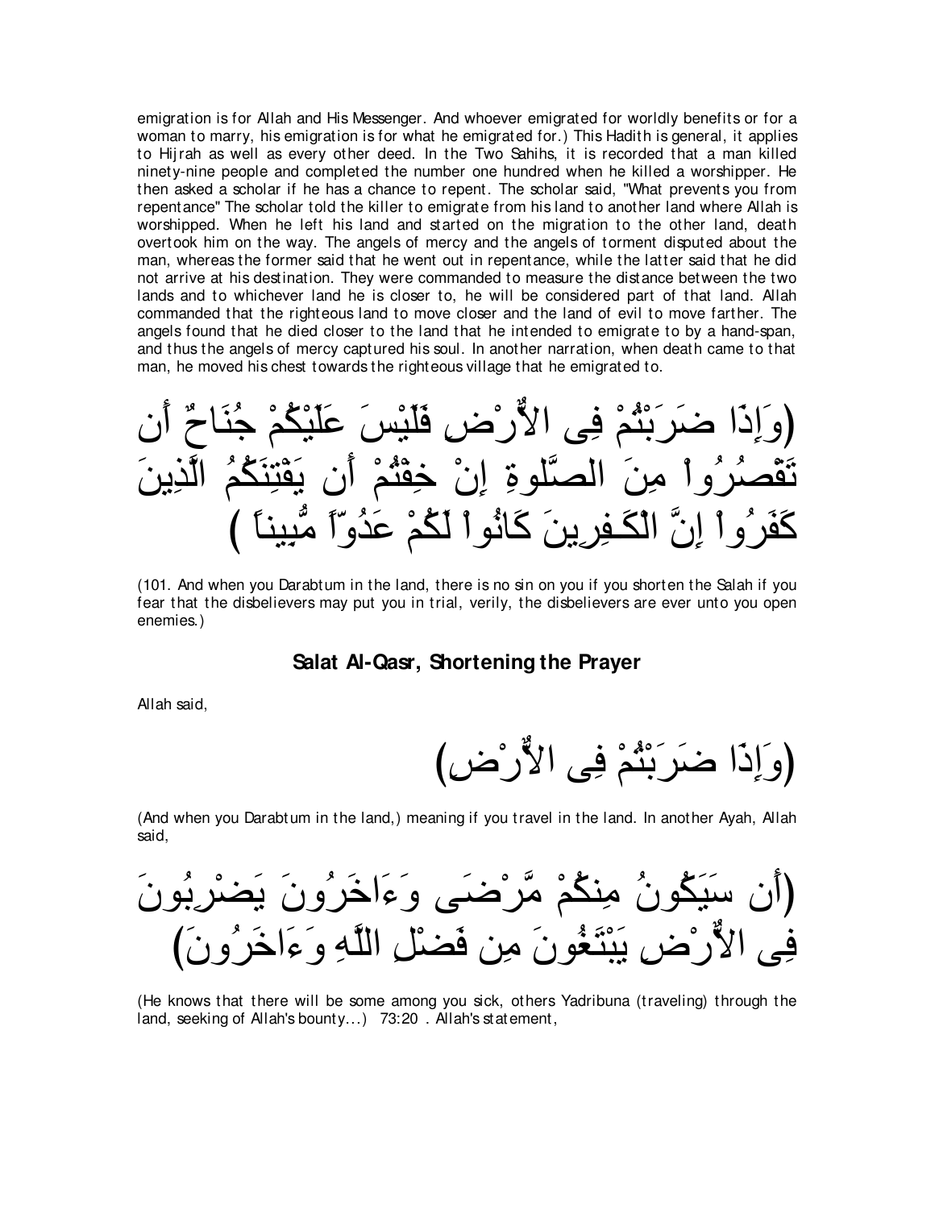emigration is for Allah and His Messenger. And whoever emigrated for worldly benefits or for a woman to marry, his emigration is for what he emigrated for.) This Hadith is general, it applies to Hijrah as well as every other deed. In the Two Sahihs, it is recorded that a man killed ninety-nine people and completed the number one hundred when he killed a worshipper. He then asked a scholar if he has a chance to repent. The scholar said, "What prevents you from repentance" The scholar told the killer to emigrate from his land to another land where Allah is worshipped. When he left his land and started on the migration to the other land, death overtook him on the way. The angels of mercy and the angels of torment disputed about the man, whereas the former said that he went out in repentance, while the latter said that he did not arrive at his destination. They were commanded to measure the distance between the two lands and to whichever land he is closer to, he will be considered part of that land. Allah commanded that the righteous land to move closer and the land of evil to move farther. The angels found that he died closer to the land that he intended to emigrate to by a hand-span, and thus the angels of mercy captured his soul. In another narration, when death came to that man, he moved his chest towards the righteous village that he emigrated to.

(وَإِذَا ضَرَبْتُمْ فِى الاٌّرْضِ فَلَيْسَ عَلَيْكُمْ جُنَاحٌ أَن تَقْصُرُواْ مِنَ الصَّلَوةِ إِنْ خِفْتُمْ أَن يَفْتِنَكُمُ الَّذِينَ كَفَرُواْ إِنَّ الْكَـفِرِينَ كَانُواْ لَكُمْ عَدُوّاً مُّبِيناً )

(101. And when you Darabtum in the land, there is no sin on you if you shorten the Salah if you fear that the disbelievers may put you in trial, verily, the disbelievers are ever unto you open enemies.)

### Salat Al-Qasr, Shortening the Prayer

Allah said,

(وَإِذَا ضَرَبْتُمْ فِى الاٌّرْضِ)

(And when you Darabtum in the land,) meaning if you travel in the land. In another Ayah, Allah said,

(أَن سَيَكُونُ مِنكُمْ مَّرْضَى وَءَاخَرُونَ يَضْرِبُونَ فِى الاٌّرْضِ يَبْتَغُونَ مِن فَضْلِ اللَّهِ وَءَاخَرُونَ)

(He knows that there will be some among you sick, others Yadribuna (traveling) through the land, seeking of Allah's bounty...) 73:20 . Allah's statement,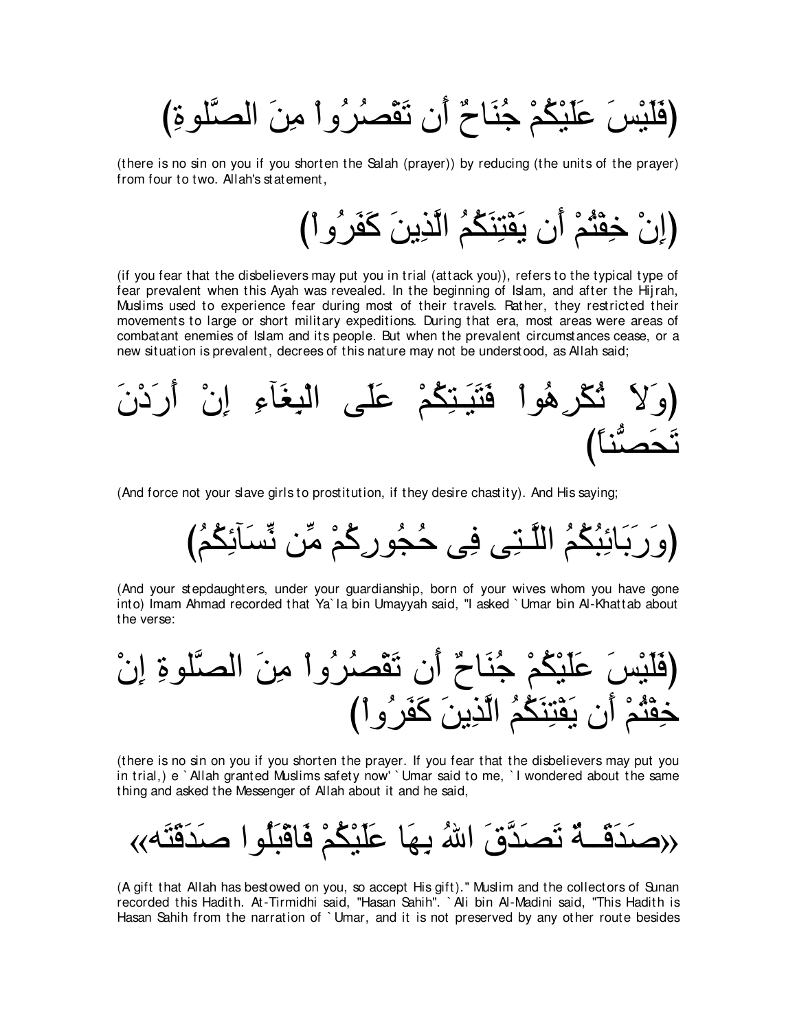(فَلَيْسَ عَلَيْكُمْ جُنَاحٌ أَن تَقْصُرُواْ مِنَ الصَّلَوةِ)

(there is no sin on you if you shorten the Salah (prayer)) by reducing (the units of the prayer) from four to two. Allah's statement,

(إِنْ خِفْتُمْ أَن يَفْتِنَكُمُ الَّذِينَ كَفَرُواْ)

(if you fear that the disbelievers may put you in trial (attack you)), refers to the typical type of fear prevalent when this Ayah was revealed. In the beginning of Islam, and after the Hijrah, Muslims used to experience fear during most of their travels. Rather, they restricted their movements to large or short military expeditions. During that era, most areas were areas of combatant enemies of Islam and its people. But when the prevalent circumstances cease, or a new situation is prevalent, decrees of this nature may not be understood, as Allah said;

(وَلاَ تُكْرِهُواْ فَتَيَـتِكُمْ عَلَى الْبِغَآءِ إِنْ أَرَدْنَ تَحَصُّناً)

(And force not your slave girls to prostitution, if they desire chastity). And His saying;

(وَرَبَائِبُكُمُ اللَّـتِى فِى حُجُورِكُمْ مِّن نِّسَآئِكُمُ)

(And your stepdaughters, under your guardianship, born of your wives whom you have gone into) Imam Ahmad recorded that Ya`la bin Umayyah said, "I asked `Umar bin Al-Khattab about the verse:

(فَلَيْسَ عَلَيْكُمْ جُنَاحٌ أَن تَقْصُرُواْ مِنَ الصَّلَوةِ إِنْ خِفْتُمْ أَن يَفْتِنَكُمُ الَّذِينَ كَفَرُواْ)

(there is no sin on you if you shorten the prayer. If you fear that the disbelievers may put you in trial,) e `Allah granted Muslims safety now' `Umar said to me, `I wondered about the same thing and asked the Messenger of Allah about it and he said,

«صَدَقَــةٌ تَصَدَّقَ اللهُ بِهَا عَلَيْكُمْ فَاقْبَلُوا صَدَقَتَه»

(A gift that Allah has bestowed on you, so accept His gift)." Muslim and the collectors of Sunan recorded this Hadith. At-Tirmidhi said, "Hasan Sahih". `Ali bin Al-Madini said, "This Hadith is Hasan Sahih from the narration of `Umar, and it is not preserved by any other route besides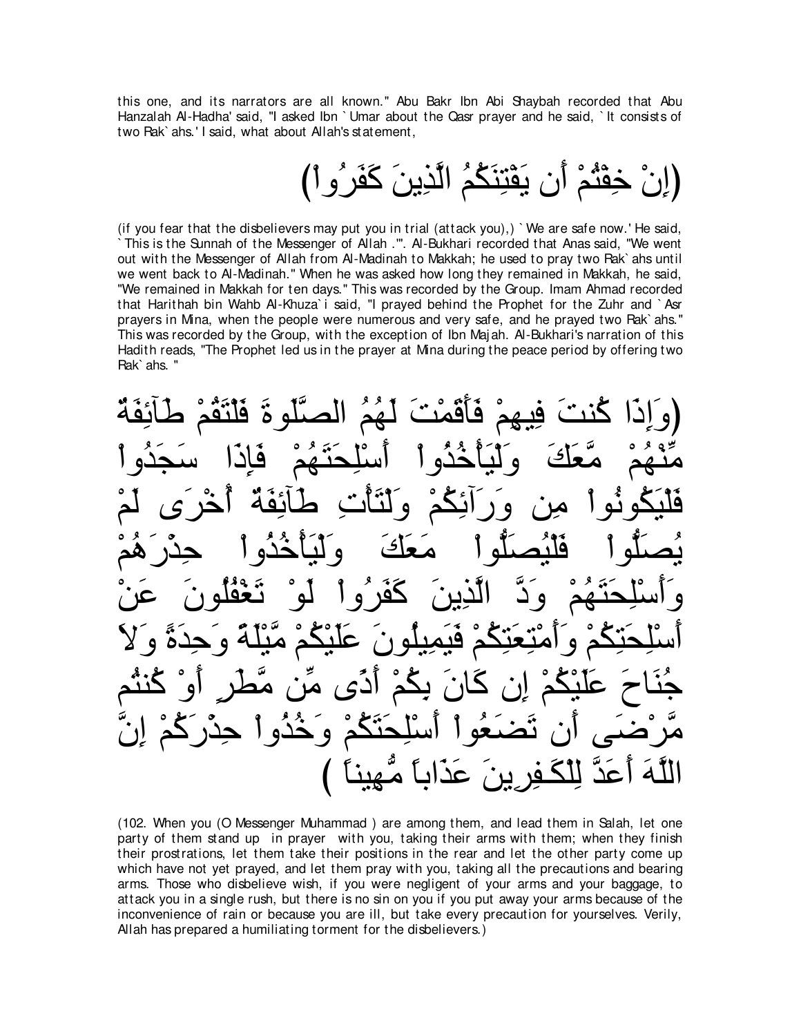this one, and its narrators are all known." Abu Bakr Ibn Abi Shaybah recorded that Abu Hanzalah Al-Hadha' said, "I asked Ibn `Umar about the Qasr prayer and he said, `It consists of two Rak`ahs.' I said, what about Allah's statement,

(إِنْ خِفْتُمْ أَن يَفْتِنَكُمُ الَّذِينَ كَفَرُواْ)

(if you fear that the disbelievers may put you in trial (attack you),) `We are safe now.' He said, `This is the Sunnah of the Messenger of Allah .'". Al-Bukhari recorded that Anas said, "We went out with the Messenger of Allah from Al-Madinah to Makkah; he used to pray two Rak`ahs until we went back to Al-Madinah." When he was asked how long they remained in Makkah, he said, "We remained in Makkah for ten days." This was recorded by the Group. Imam Ahmad recorded that Harithah bin Wahb Al-Khuza`i said, "I prayed behind the Prophet for the Zuhr and `Asr prayers in Mina, when the people were numerous and very safe, and he prayed two Rak`ahs." This was recorded by the Group, with the exception of Ibn Majah. Al-Bukhari's narration of this Hadith reads, "The Prophet led us in the prayer at Mina during the peace period by offering two Rak`ahs. "

(وَإِذَا كُنتَ فِيهِمْ فَأَقَمْتَ لَهُمُ الصَّلَوةَ فَلْتَقُمْ طَآئِفَةٌ مِّنْهُمْ مَّعَكَ وَلْيَأْخُذُواْ أَسْلِحَتَهُمْ فَإِذَا سَجَدُواْ فَلْيَكُونُواْ مِن وَرَآئِكُمْ وَلْتَأْتِ طَآئِفَةٌ أُخْرَى لَمْ يُصَلُّواْ فَلْيُصَلُّواْ مَعَكَ وَلْيَأْخُذُواْ حِذْرَهُمْ وَأَسْلِحَتَهُمْ وَدَّ الَّذِينَ كَفَرُواْ لَوْ تَغْفُلُونَ عَنْ أَسْلِحَتِكُمْ وَأَمْتِعَتِكُمْ فَيَمِيلُونَ عَلَيْكُمْ مَّيْلَةً وَحِدَةً وَلاَ جُنَاحَ عَلَيْكُمْ إِن كَانَ بِكُمْ أَذًى مِّن مَّطَرٍ أَوْ كُنتُم مَّرْضَى أَن تَضَعُواْ أَسْلِحَتَكُمْ وَخُذُواْ حِذْرَكُمْ إِنَّ اللَّهَ أَعَدَّ لِلْكَـفِرِينَ عَذَاباً مُّهِيناً )

(102. When you (O Messenger Muhammad ) are among them, and lead them in Salah, let one party of them stand up in prayer with you, taking their arms with them; when they finish their prostrations, let them take their positions in the rear and let the other party come up which have not yet prayed, and let them pray with you, taking all the precautions and bearing arms. Those who disbelieve wish, if you were negligent of your arms and your baggage, to attack you in a single rush, but there is no sin on you if you put away your arms because of the inconvenience of rain or because you are ill, but take every precaution for yourselves. Verily, Allah has prepared a humiliating torment for the disbelievers.)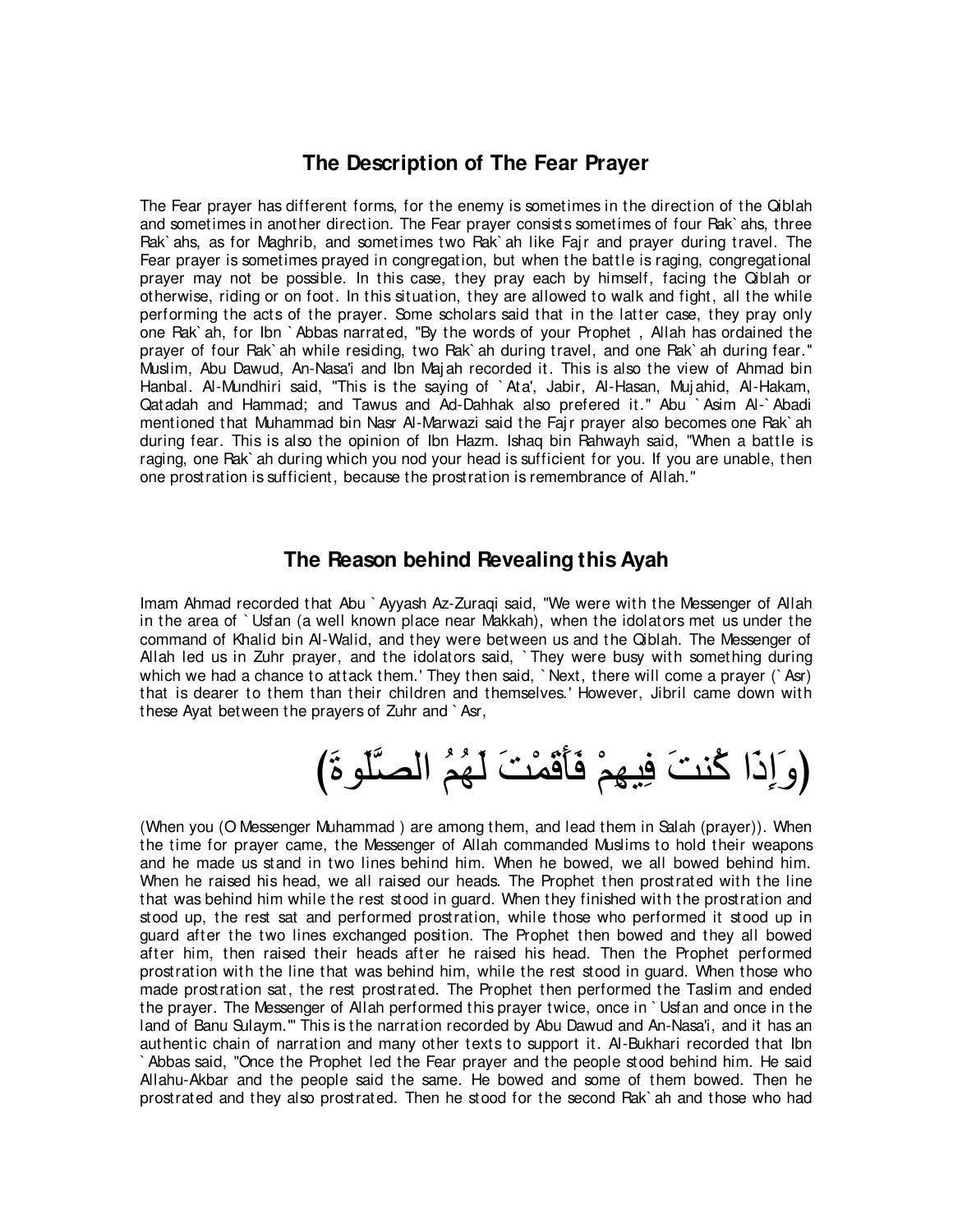## The Description of The Fear Prayer

The Fear prayer has different forms, for the enemy is sometimes in the direction of the Qiblah and sometimes in another direction. The Fear prayer consists sometimes of four Rak`ahs, three Rak`ahs, as for Maghrib, and sometimes two Rak`ah like Fajr and prayer during travel. The Fear prayer is sometimes prayed in congregation, but when the battle is raging, congregational prayer may not be possible. In this case, they pray each by himself, facing the Qiblah or otherwise, riding or on foot. In this situation, they are allowed to walk and fight, all the while performing the acts of the prayer. Some scholars said that in the latter case, they pray only one Rak`ah, for Ibn `Abbas narrated, "By the words of your Prophet , Allah has ordained the prayer of four Rak`ah while residing, two Rak`ah during travel, and one Rak`ah during fear." Muslim, Abu Dawud, An-Nasa'i and Ibn Majah recorded it. This is also the view of Ahmad bin Hanbal. Al-Mundhiri said, "This is the saying of `Ata', Jabir, Al-Hasan, Mujahid, Al-Hakam, Qatadah and Hammad; and Tawus and Ad-Dahhak also prefered it." Abu `Asim Al-`Abadi mentioned that Muhammad bin Nasr Al-Marwazi said the Fajr prayer also becomes one Rak`ah during fear. This is also the opinion of Ibn Hazm. Ishaq bin Rahwayh said, "When a battle is raging, one Rak`ah during which you nod your head is sufficient for you. If you are unable, then one prostration is sufficient, because the prostration is remembrance of Allah."

## The Reason behind Revealing this Ayah

Imam Ahmad recorded that Abu `Ayyash Az-Zuraqi said, "We were with the Messenger of Allah in the area of `Usfan (a well known place near Makkah), when the idolators met us under the command of Khalid bin Al-Walid, and they were between us and the Qiblah. The Messenger of Allah led us in Zuhr prayer, and the idolators said, `They were busy with something during which we had a chance to attack them.' They then said, `Next, there will come a prayer (`Asr) that is dearer to them than their children and themselves.' However, Jibril came down with these Ayat between the prayers of Zuhr and `Asr,

(وَإِذَا كُنتَ فِيهِمْ فَأَقَمْتَ لَهُمُ الصَّلَوٰةَ)

(When you (O Messenger Muhammad ) are among them, and lead them in Salah (prayer)). When the time for prayer came, the Messenger of Allah commanded Muslims to hold their weapons and he made us stand in two lines behind him. When he bowed, we all bowed behind him. When he raised his head, we all raised our heads. The Prophet then prostrated with the line that was behind him while the rest stood in guard. When they finished with the prostration and stood up, the rest sat and performed prostration, while those who performed it stood up in guard after the two lines exchanged position. The Prophet then bowed and they all bowed after him, then raised their heads after he raised his head. Then the Prophet performed prostration with the line that was behind him, while the rest stood in guard. When those who made prostration sat, the rest prostrated. The Prophet then performed the Taslim and ended the prayer. The Messenger of Allah performed this prayer twice, once in `Usfan and once in the land of Banu Sulaym.'" This is the narration recorded by Abu Dawud and An-Nasa'i, and it has an authentic chain of narration and many other texts to support it. Al-Bukhari recorded that Ibn `Abbas said, "Once the Prophet led the Fear prayer and the people stood behind him. He said Allahu-Akbar and the people said the same. He bowed and some of them bowed. Then he prostrated and they also prostrated. Then he stood for the second Rak`ah and those who had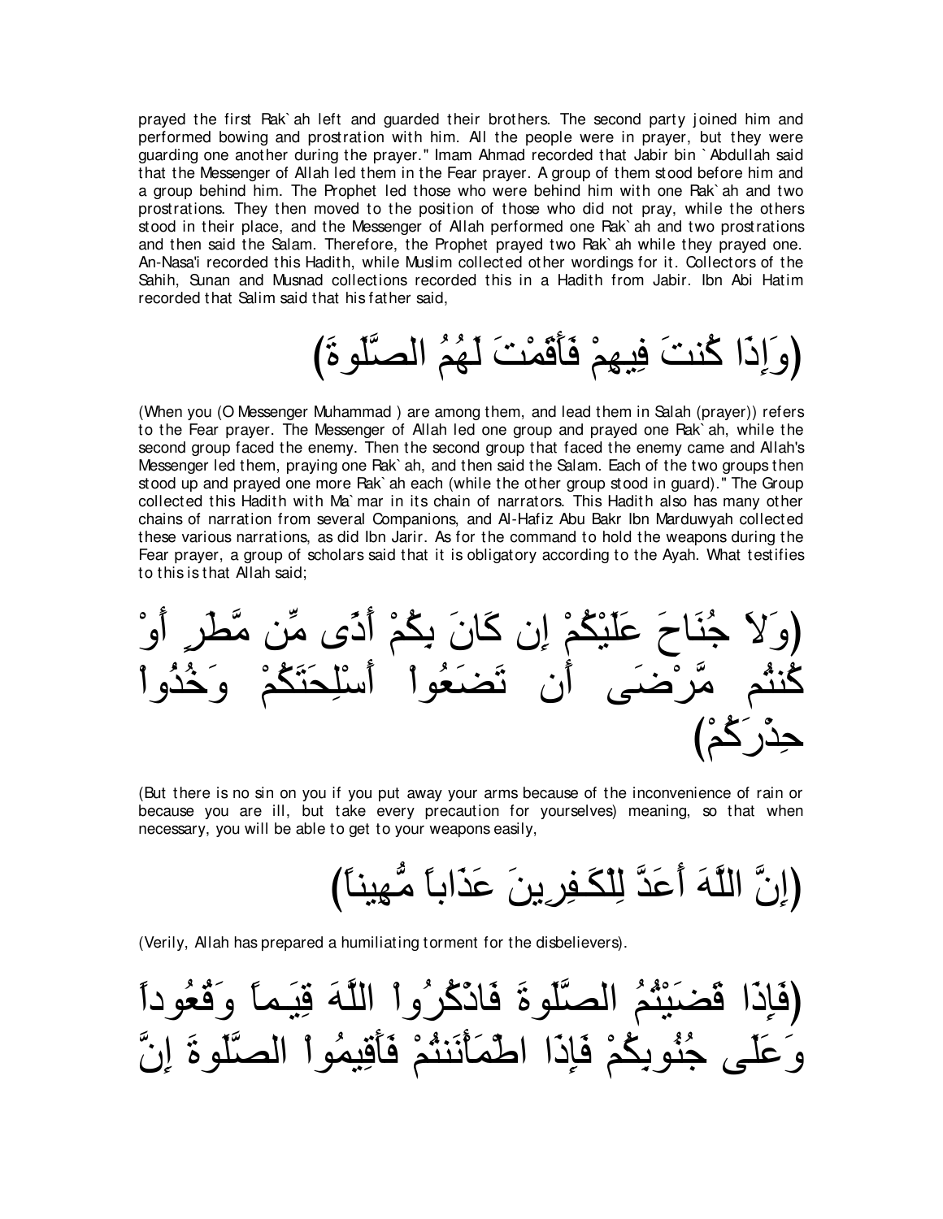prayed the first Rak`ah left and guarded their brothers. The second party joined him and performed bowing and prostration with him. All the people were in prayer, but they were guarding one another during the prayer." Imam Ahmad recorded that Jabir bin `Abdullah said that the Messenger of Allah led them in the Fear prayer. A group of them stood before him and a group behind him. The Prophet led those who were behind him with one Rak`ah and two prostrations. They then moved to the position of those who did not pray, while the others stood in their place, and the Messenger of Allah performed one Rak`ah and two prostrations and then said the Salam. Therefore, the Prophet prayed two Rak`ah while they prayed one. An-Nasa'i recorded this Hadith, while Muslim collected other wordings for it. Collectors of the Sahih, Sunan and Musnad collections recorded this in a Hadith from Jabir. Ibn Abi Hatim recorded that Salim said that his father said,

(وَإِذَا كُنتَ فِيهِمْ فَأَقَمْتَ لَهُمُ الصَّلَوةَ)

(When you (O Messenger Muhammad ) are among them, and lead them in Salah (prayer)) refers to the Fear prayer. The Messenger of Allah led one group and prayed one Rak`ah, while the second group faced the enemy. Then the second group that faced the enemy came and Allah's Messenger led them, praying one Rak`ah, and then said the Salam. Each of the two groups then stood up and prayed one more Rak`ah each (while the other group stood in guard)." The Group collected this Hadith with Ma`mar in its chain of narrators. This Hadith also has many other chains of narration from several Companions, and Al-Hafiz Abu Bakr Ibn Marduwyah collected these various narrations, as did Ibn Jarir. As for the command to hold the weapons during the Fear prayer, a group of scholars said that it is obligatory according to the Ayah. What testifies to this is that Allah said;

(وَلاَ جُنَاحَ عَلَيْكُمْ إِن كَانَ بِكُمْ أَذًى مِّن مَّطَرٍ أَوْ كُنتُم مَّرْضَى أَن تَضَعُواْ أَسْلِحَتَكُمْ وَخُذُواْ حِذْرَكُمْ)

(But there is no sin on you if you put away your arms because of the inconvenience of rain or because you are ill, but take every precaution for yourselves) meaning, so that when necessary, you will be able to get to your weapons easily,

(إِنَّ اللَّهَ أَعَدَّ لِلْكَـفِرِينَ عَذَاباً مُّهِيناً)

(Verily, Allah has prepared a humiliating torment for the disbelievers).

(فَإِذَا قَضَيْتُمُ الصَّلَوةَ فَاذْكُرُواْ اللَّهَ قِيَـماً وَقُعُوداً وَعَلَى جُنُوبِكُمْ فَإِذَا اطْمَأْنَنتُمْ فَأَقِيمُواْ الصَّلَوةَ إِنَّ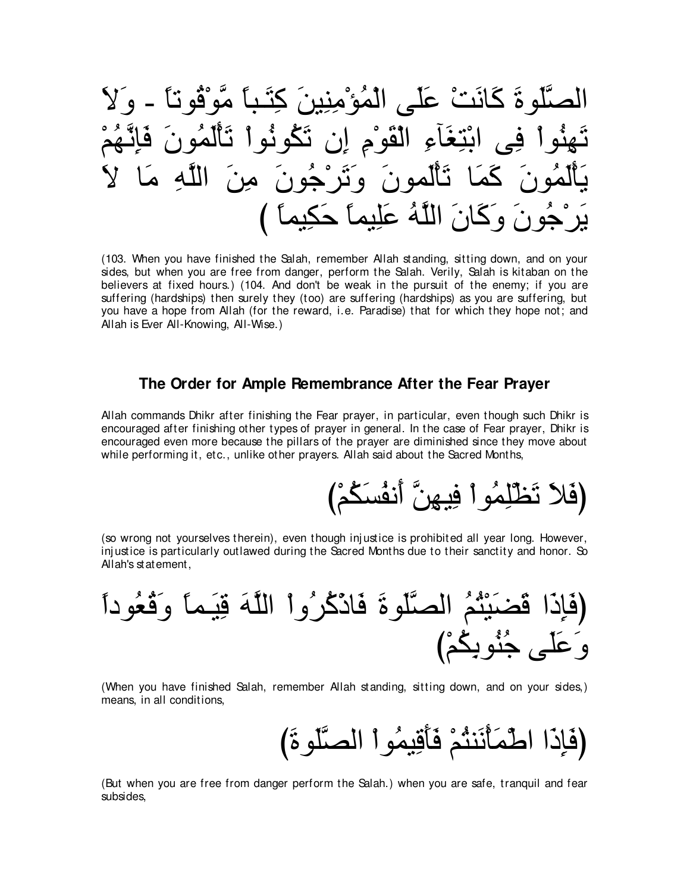الصَّلَوةَ كَانَتْ عَلَى الْمُؤْمِنِينَ كِتَـباً مَّوْقُوتاً - وَلاَ تَهِنُواْ فِى ابْتِغَآءِ الْقَوْمِ إِن تَكُونُواْ تَأْلَمُونَ فَإِنَّهُمْ يَأْلَمُونَ كَمَا تَأْلَمونَ وَتَرْجُونَ مِنَ اللَّهِ مَا لاَ يَرْجُونَ وَكَانَ اللَّهُ عَلِيماً حَكِيماً )

(103. When you have finished the Salah, remember Allah standing, sitting down, and on your sides, but when you are free from danger, perform the Salah. Verily, Salah is kitaban on the believers at fixed hours.) (104. And don't be weak in the pursuit of the enemy; if you are suffering (hardships) then surely they (too) are suffering (hardships) as you are suffering, but you have a hope from Allah (for the reward, i.e. Paradise) that for which they hope not; and Allah is Ever All-Knowing, All-Wise.)

### The Order for Ample Remembrance After the Fear Prayer

Allah commands Dhikr after finishing the Fear prayer, in particular, even though such Dhikr is encouraged after finishing other types of prayer in general. In the case of Fear prayer, Dhikr is encouraged even more because the pillars of the prayer are diminished since they move about while performing it, etc., unlike other prayers. Allah said about the Sacred Months,

(فَلاَ تَظْلِمُواْ فِيهِنَّ أَنفُسَكُمْ)

(so wrong not yourselves therein), even though injustice is prohibited all year long. However, injustice is particularly outlawed during the Sacred Months due to their sanctity and honor. So Allah's statement,

(فَإِذَا قَضَيْتُمُ الصَّلَوةَ فَاذْكُرُواْ اللَّهَ قِيَـماً وَقُعُوداً وَعَلَى جُنُوبِكُمْ)

(When you have finished Salah, remember Allah standing, sitting down, and on your sides,) means, in all conditions,

(فَإِذَا اطْمَأْنَنتُمْ فَأَقِيمُواْ الصَّلَوةَ)

(But when you are free from danger perform the Salah.) when you are safe, tranquil and fear subsides,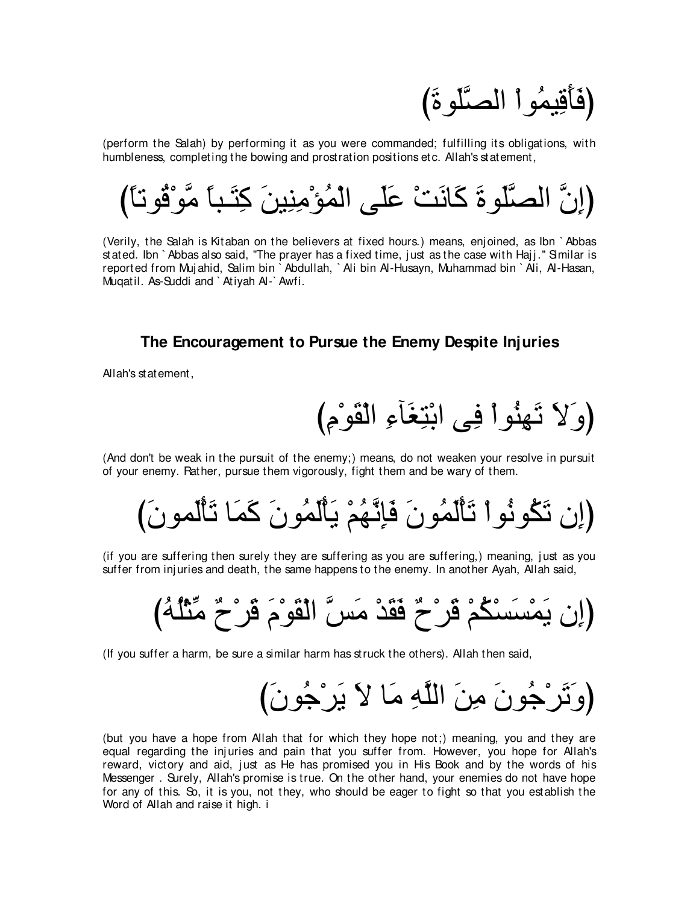(فَأَقِيمُواْ الصَّلَوةَ)

(perform the Salah) by performing it as you were commanded; fulfilling its obligations, with humbleness, completing the bowing and prostration positions etc. Allah's statement,

(إِنَّ الصَّلَوةَ كَانَتْ عَلَى الْمُؤْمِنِينَ كِتَـباً مَّوْقُوتاً)

(Verily, the Salah is Kitaban on the believers at fixed hours.) means, enjoined, as Ibn `Abbas stated. Ibn `Abbas also said, "The prayer has a fixed time, just as the case with Hajj." Similar is reported from Mujahid, Salim bin `Abdullah, `Ali bin Al-Husayn, Muhammad bin `Ali, Al-Hasan, Muqatil. As-Suddi and `Atiyah Al-`Awfi.

### The Encouragement to Pursue the Enemy Despite Injuries

Allah's statement,

(وَلاَ تَهِنُواْ فِى ابْتِغَآءِ الْقَوْمِ)

(And don't be weak in the pursuit of the enemy;) means, do not weaken your resolve in pursuit of your enemy. Rather, pursue them vigorously, fight them and be wary of them.

(إِن تَكُونُواْ تَأْلَمُونَ فَإِنَّهُمْ يَأْلَمُونَ كَمَا تَأْلَمونَ)

(if you are suffering then surely they are suffering as you are suffering,) meaning, just as you suffer from injuries and death, the same happens to the enemy. In another Ayah, Allah said,

(إِن يَمْسَسْكُمْ قَرْحٌ فَقَدْ مَسَّ الْقَوْمَ قَرْحٌ مِّثْلُهُ)

(If you suffer a harm, be sure a similar harm has struck the others). Allah then said,

(وَتَرْجُونَ مِنَ اللَّهِ مَا لاَ يَرْجُونَ)

(but you have a hope from Allah that for which they hope not;) meaning, you and they are equal regarding the injuries and pain that you suffer from. However, you hope for Allah's reward, victory and aid, just as He has promised you in His Book and by the words of his Messenger . Surely, Allah's promise is true. On the other hand, your enemies do not have hope for any of this. So, it is you, not they, who should be eager to fight so that you establish the Word of Allah and raise it high. i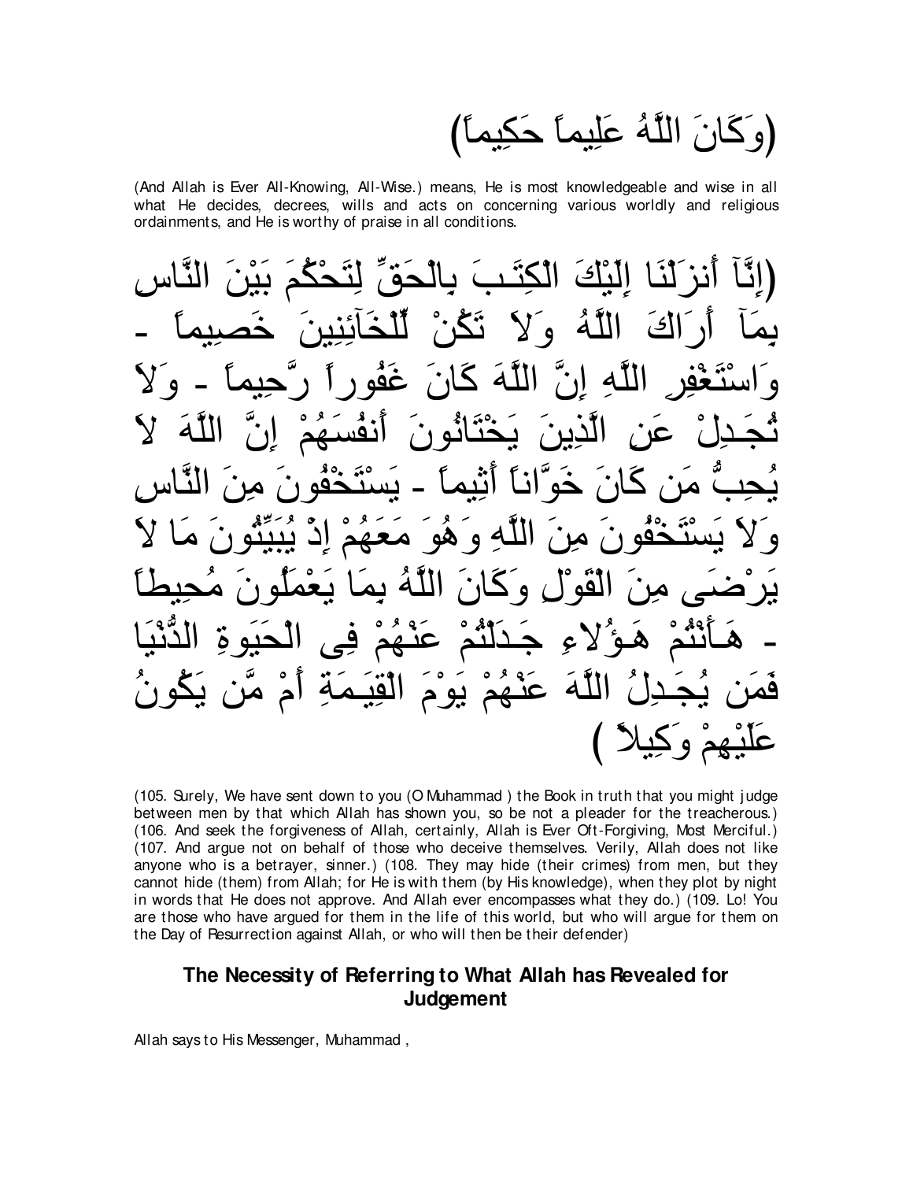(وَكَانَ اللَّهُ عَلِيماً حَكِيماً)

(And Allah is Ever All-Knowing, All-Wise.) means, He is most knowledgeable and wise in all what He decides, decrees, wills and acts on concerning various worldly and religious ordainments, and He is worthy of praise in all conditions.

(إِنَّآ أَنزَلْنَا إِلَيْكَ الْكِتَـبَ بِالْحَقِّ لِتَحْكُمَ بَيْنَ النَّاسِ بِمَآ أَرَاكَ اللَّهُ وَلاَ تَكُنْ لِّلْخَآئِنِينَ خَصِيماً - وَاسْتَغْفِرِ اللَّهِ إِنَّ اللَّهَ كَانَ غَفُوراً رَّحِيماً - وَلاَ تُجَـدِلْ عَنِ الَّذِينَ يَخْتَانُونَ أَنفُسَهُمْ إِنَّ اللَّهَ لاَ يُحِبُّ مَن كَانَ خَوَّاناً أَثِيماً - يَسْتَخْفُونَ مِنَ النَّاسِ وَلاَ يَسْتَخْفُونَ مِنَ اللَّهِ وَهُوَ مَعَهُمْ إِذْ يُبَيِّتُونَ مَا لاَ يَرْضَى مِنَ الْقَوْلِ وَكَانَ اللَّهُ بِمَا يَعْمَلُونَ مُحِيطاً - هَـأَنْتُمْ هَـؤُلاءِ جَـدَلْتُمْ عَنْهُمْ فِى الْحَيَوةِ الدُّنْيَا فَمَن يُجَـدِلُ اللَّهَ عَنْهُمْ يَوْمَ الْقِيَـمَةِ أَم مَّن يَكُونُ عَلَيْهِمْ وَكِيلاً )

(105. Surely, We have sent down to you (O Muhammad ) the Book in truth that you might judge between men by that which Allah has shown you, so be not a pleader for the treacherous.) (106. And seek the forgiveness of Allah, certainly, Allah is Ever Oft-Forgiving, Most Merciful.) (107. And argue not on behalf of those who deceive themselves. Verily, Allah does not like anyone who is a betrayer, sinner.) (108. They may hide (their crimes) from men, but they cannot hide (them) from Allah; for He is with them (by His knowledge), when they plot by night in words that He does not approve. And Allah ever encompasses what they do.) (109. Lo! You are those who have argued for them in the life of this world, but who will argue for them on the Day of Resurrection against Allah, or who will then be their defender)

## The Necessity of Referring to What Allah has Revealed for Judgement

Allah says to His Messenger, Muhammad ,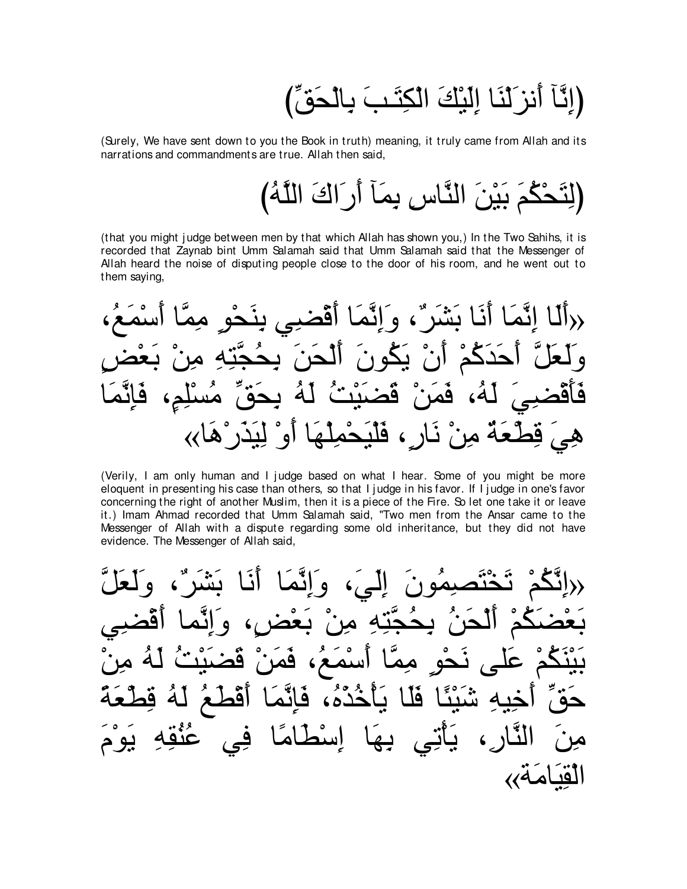(إِنَّآ أَنزَلْنَا إِلَيْكَ الْكِتَـبَ بِالْحَقِّ)

(Surely, We have sent down to you the Book in truth) meaning, it truly came from Allah and its narrations and commandments are true. Allah then said,

(لِتَحْكُمَ بَيْنَ النَّاسِ بِمَآ أَرَاكَ اللَّهُ)

(that you might judge between men by that which Allah has shown you,) In the Two Sahihs, it is recorded that Zaynab bint Umm Salamah said that Umm Salamah said that the Messenger of Allah heard the noise of disputing people close to the door of his room, and he went out to them saying,

«أَلَا إِنَّمَا أَنَا بَشَرٌ، وَإِنَّمَا أَقْضِي بِنَحْوِ مِمَّا أَسْمَعُ، وَلَعَلَّ أَحَدَكُمْ أَنْ يَكُونَ أَلْحَنَ بِحُجَّتِهِ مِنْ بَعْضٍ فَأَقْضِيَ لَهُ، فَمَنْ قَضَيْتُ لَهُ بِحَقِّ مُسْلِمٍ، فَإِنَّمَا هِيَ قِطْعَةٌ مِنْ نَارٍ، فَلْيَحْمِلْهَا أَوْ لِيَذَرْهَا»

(Verily, I am only human and I judge based on what I hear. Some of you might be more eloquent in presenting his case than others, so that I judge in his favor. If I judge in one's favor concerning the right of another Muslim, then it is a piece of the Fire. So let one take it or leave it.) Imam Ahmad recorded that Umm Salamah said, "Two men from the Ansar came to the Messenger of Allah with a dispute regarding some old inheritance, but they did not have evidence. The Messenger of Allah said,

«إِنَّكُمْ تَخْتَصِمُونَ إِلَيَّ، وَإِنَّمَا أَنَا بَشَرٌ، وَلَعَلَّ بَعْضَكُمْ أَلْحَنُ بِحُجَّتِهِ مِنْ بَعْضٍ، وَإِنَّما أَقْضِي بَيْنَكُمْ عَلى نَحْوِ مِمَّا أَسْمَعُ، فَمَنْ قَضَيْتُ لَهُ مِنْ حَقِّ أَخِيهِ شَيْئًا فَلَا يَأْخُذْهُ، فَإِنَّمَا أَقْطَعُ لَهُ قِطْعَةً مِنَ النَّارِ، يَأْتِي بِهَا إِسْطَامًا فِي عُنُقِهِ يَوْمَ الْقِيَامَةِ»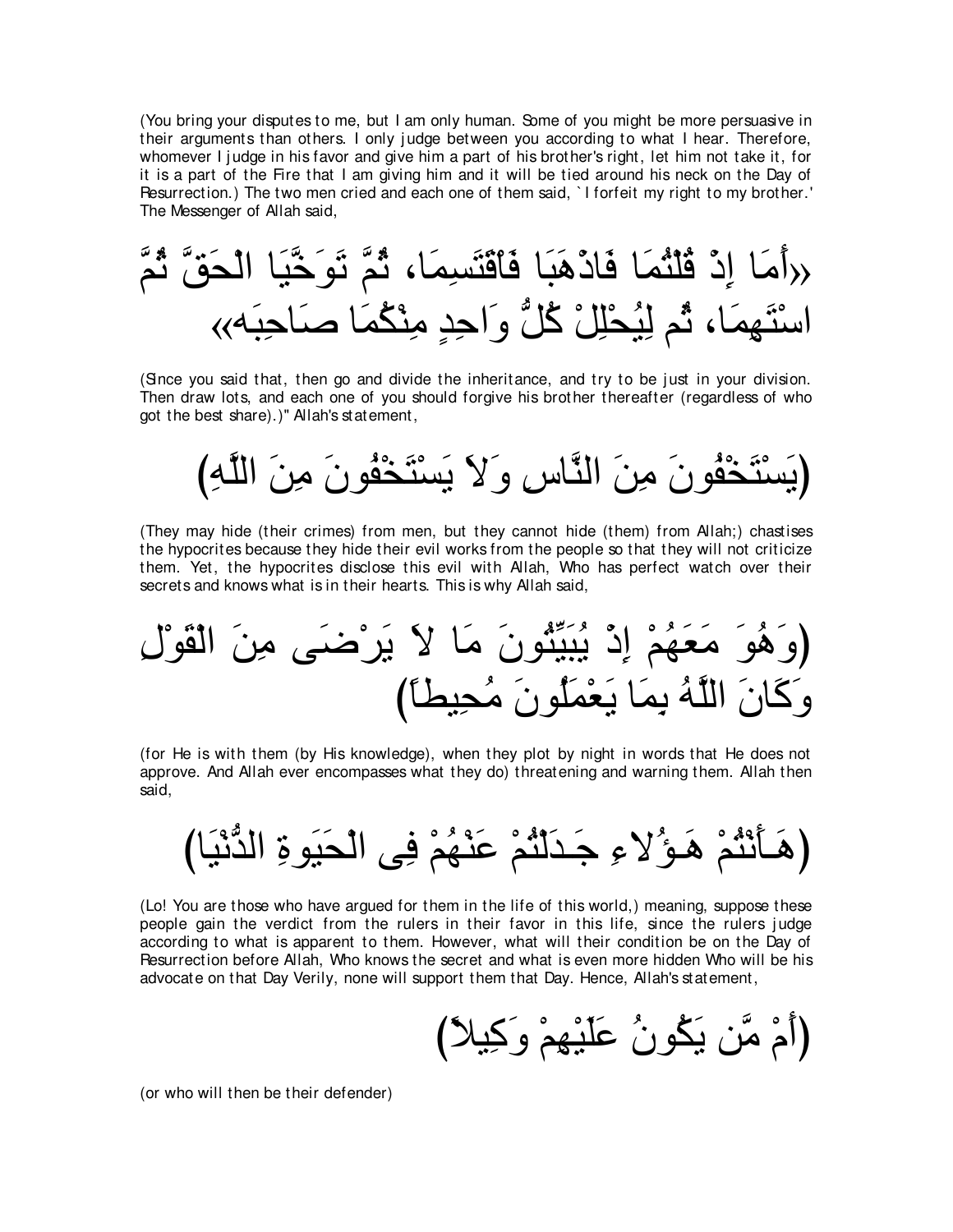(You bring your disputes to me, but I am only human. Some of you might be more persuasive in their arguments than others. I only judge between you according to what I hear. Therefore, whomever I judge in his favor and give him a part of his brother's right, let him not take it, for it is a part of the Fire that I am giving him and it will be tied around his neck on the Day of Resurrection.) The two men cried and each one of them said, `I forfeit my right to my brother.' The Messenger of Allah said,

«أَمَا إِذْ قُلْتُمَا فَاذْهَبَا فَاقْتَسِمَا، ثُمَّ تَوَخَّيَا الْحَقَّ ثُمَّ اسْتَهِمَا، ثُم لِيُحْلِلْ كُلُّ وَاحِدٍ مِنْكُمَا صَاحِبَه»

(Since you said that, then go and divide the inheritance, and try to be just in your division. Then draw lots, and each one of you should forgive his brother thereafter (regardless of who got the best share).)" Allah's statement,

(يَسْتَخْفُونَ مِنَ النَّاسِ وَلاَ يَسْتَخْفُونَ مِنَ اللَّهِ)

(They may hide (their crimes) from men, but they cannot hide (them) from Allah;) chastises the hypocrites because they hide their evil works from the people so that they will not criticize them. Yet, the hypocrites disclose this evil with Allah, Who has perfect watch over their secrets and knows what is in their hearts. This is why Allah said,

(وَهُوَ مَعَهُمْ إِذْ يُبَيِّتُونَ مَا لاَ يَرْضَى مِنَ الْقَوْلِ وَكَانَ اللَّهُ بِمَا يَعْمَلُونَ مُحِيطاً)

(for He is with them (by His knowledge), when they plot by night in words that He does not approve. And Allah ever encompasses what they do) threatening and warning them. Allah then said,

(هَـأَنْتُمْ هَـؤُلاءِ جَـدَلْتُمْ عَنْهُمْ فِى الْحَيَوةِ الدُّنْيَا)

(Lo! You are those who have argued for them in the life of this world,) meaning, suppose these people gain the verdict from the rulers in their favor in this life, since the rulers judge according to what is apparent to them. However, what will their condition be on the Day of Resurrection before Allah, Who knows the secret and what is even more hidden Who will be his advocate on that Day Verily, none will support them that Day. Hence, Allah's statement,

(أَمْ مَّن يَكُونُ عَلَيْهِمْ وَكِيلاً)

(or who will then be their defender)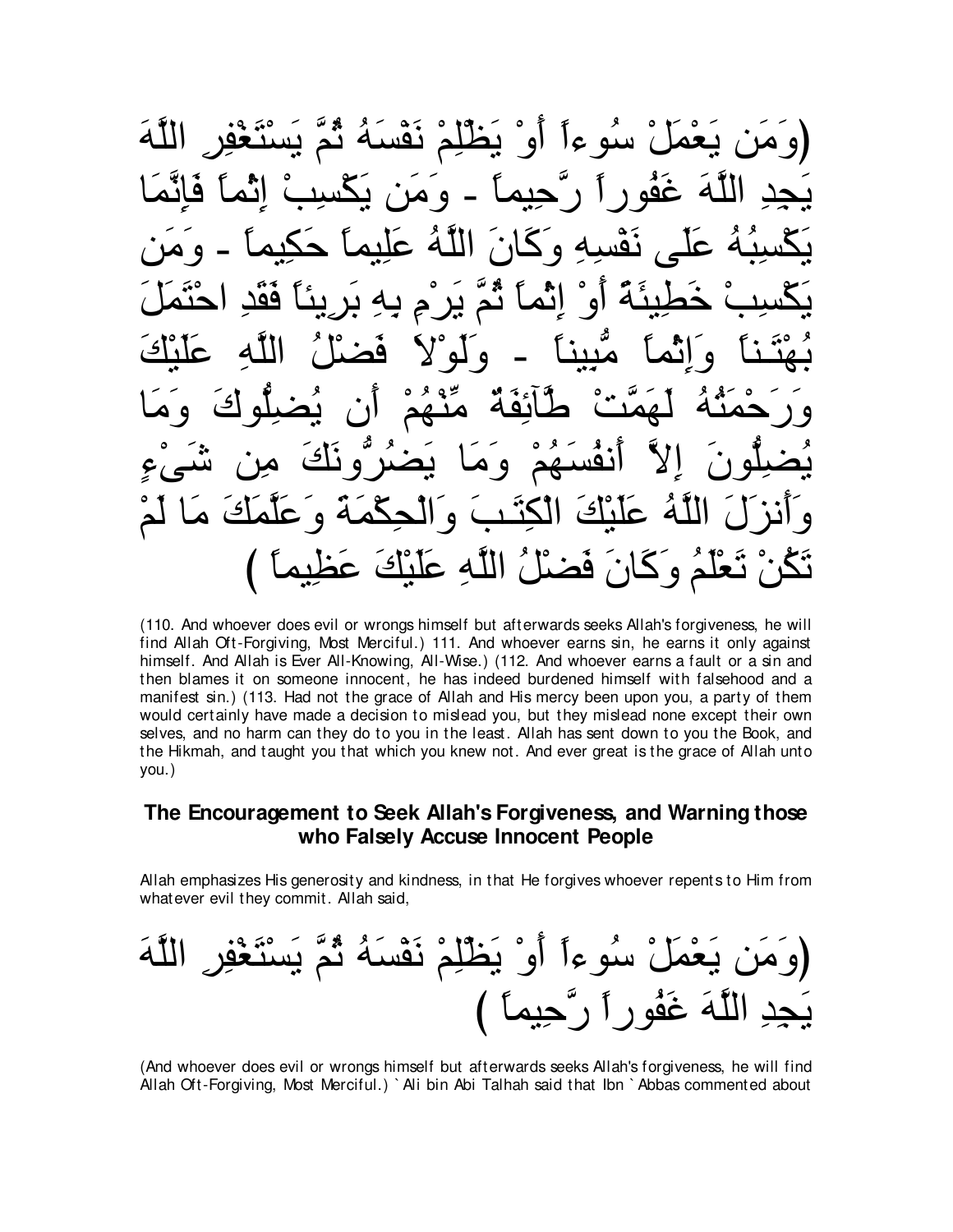(وَمَن يَعْمَلْ سُوءاً أَوْ يَظْلِمْ نَفْسَهُ ثُمَّ يَسْتَغْفِرِ اللَّهَ يَجِدِ اللَّهَ غَفُوراً رَّحِيماً - وَمَن يَكْسِبْ إِثْماً فَإِنَّمَا يَكْسِبُهُ عَلَى نَفْسِهِ وَكَانَ اللَّهُ عَلِيماً حَكِيماً - وَمَن يَكْسِبْ خَطِيئَةً أَوْ إِثْماً ثُمَّ يَرْمِ بِهِ بَرِيئاً فَقَدِ احْتَمَلَ بُهْتَـناً وَإِثْماً مُّبِيناً - وَلَوْلاَ فَضْلُ اللَّهِ عَلَيْكَ وَرَحْمَتُهُ لَهَمَّتْ طَّآئِفَةٌ مِّنْهُمْ أَن يُضِلُّوكَ وَمَا يُضِلُّونَ إِلاَّ أَنفُسَهُمْ وَمَا يَضُرُّونَكَ مِن شَىْءٍ وَأَنزَلَ اللَّهُ عَلَيْكَ الْكِتَـبَ وَالْحِكْمَةَ وَعَلَّمَكَ مَا لَمْ تَكُنْ تَعْلَمُ وَكَانَ فَضْلُ اللَّهِ عَلَيْكَ عَظِيماً )

(110. And whoever does evil or wrongs himself but afterwards seeks Allah's forgiveness, he will find Allah Oft-Forgiving, Most Merciful.) 111. And whoever earns sin, he earns it only against himself. And Allah is Ever All-Knowing, All-Wise.) (112. And whoever earns a fault or a sin and then blames it on someone innocent, he has indeed burdened himself with falsehood and a manifest sin.) (113. Had not the grace of Allah and His mercy been upon you, a party of them would certainly have made a decision to mislead you, but they mislead none except their own selves, and no harm can they do to you in the least. Allah has sent down to you the Book, and the Hikmah, and taught you that which you knew not. And ever great is the grace of Allah unto you.)

## The Encouragement to Seek Allah's Forgiveness, and Warning those who Falsely Accuse Innocent People

Allah emphasizes His generosity and kindness, in that He forgives whoever repents to Him from whatever evil they commit. Allah said,

(وَمَن يَعْمَلْ سُوءاً أَوْ يَظْلِمْ نَفْسَهُ ثُمَّ يَسْتَغْفِرِ اللَّهَ يَجِدِ اللَّهَ غَفُوراً رَّحِيماً )

(And whoever does evil or wrongs himself but afterwards seeks Allah's forgiveness, he will find Allah Oft-Forgiving, Most Merciful.) `Ali bin Abi Talhah said that Ibn `Abbas commented about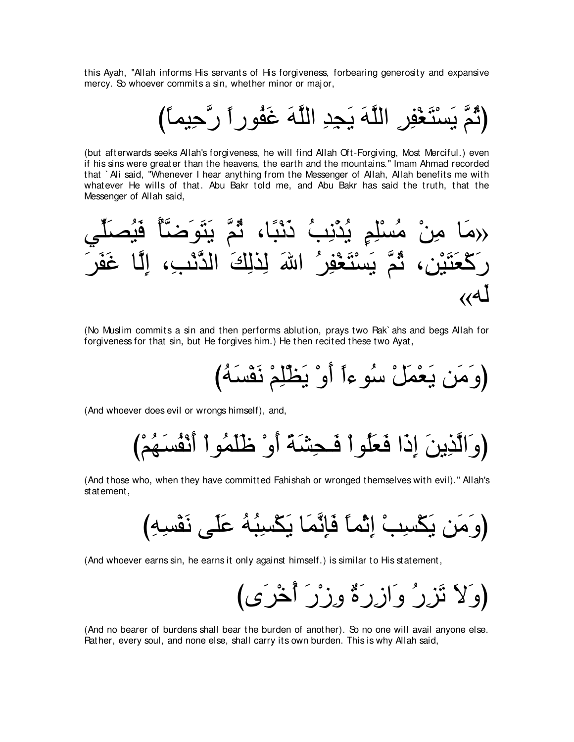this Ayah, "Allah informs His servants of His forgiveness, forbearing generosity and expansive mercy. So whoever commits a sin, whether minor or major,

(ثُمَّ يَسْتَغْفِرِ اللَّهَ يَجِدِ اللَّهَ غَفُوراً رَّحِيماً)

(but afterwards seeks Allah's forgiveness, he will find Allah Oft-Forgiving, Most Merciful.) even if his sins were greater than the heavens, the earth and the mountains." Imam Ahmad recorded that `Ali said, "Whenever I hear anything from the Messenger of Allah, Allah benefits me with whatever He wills of that. Abu Bakr told me, and Abu Bakr has said the truth, that the Messenger of Allah said,

«مَا مِنْ مُسْلِمٍ يُذْنِبُ ذَنْبًا، ثُمَّ يَتَوَضَّأُ فَيُصَلِّي رَكْعَتَيْنِ، ثُمَّ يَسْتَغْفِرُ اللهَ لِذلِكَ الذَّنْبِ، إِلَّا غَفَرَ لَه»

(No Muslim commits a sin and then performs ablution, prays two Rak`ahs and begs Allah for forgiveness for that sin, but He forgives him.) He then recited these two Ayat,

(وَمَن يَعْمَلْ سُوءاً أَوْ يَظْلِمْ نَفْسَهُ)

(And whoever does evil or wrongs himself), and,

(وَالَّذِينَ إِذَا فَعَلُواْ فَـحِشَةً أَوْ ظَلَمُواْ أَنْفُسَهُمْ)

(And those who, when they have committed Fahishah or wronged themselves with evil)." Allah's statement,

(وَمَن يَكْسِبْ إِثْماً فَإِنَّمَا يَكْسِبُهُ عَلَى نَفْسِهِ)

(And whoever earns sin, he earns it only against himself.) is similar to His statement,

(وَلاَ تَزِرُ وَازِرَةٌ وِزْرَ أُخْرَى)

(And no bearer of burdens shall bear the burden of another). So no one will avail anyone else. Rather, every soul, and none else, shall carry its own burden. This is why Allah said,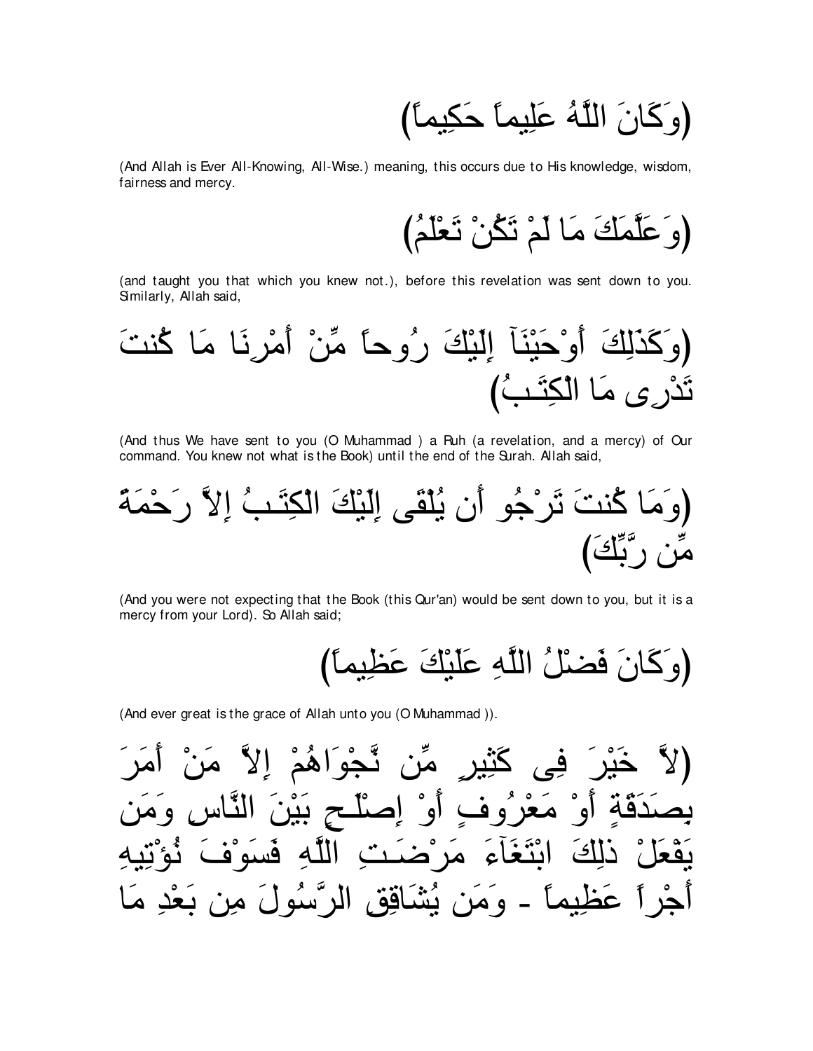(وَكَانَ اللَّهُ عَلِيماً حَكِيماً)

(And Allah is Ever All-Knowing, All-Wise.) meaning, this occurs due to His knowledge, wisdom, fairness and mercy.

(وَعَلَّمَكَ مَا لَمْ تَكُنْ تَعْلَمُ)

(and taught you that which you knew not.), before this revelation was sent down to you. Similarly, Allah said,

(وَكَذَلِكَ أَوْحَيْنَآ إِلَيْكَ رُوحاً مِّنْ أَمْرِنَا مَا كُنتَ تَدْرِى مَا الْكِتَـبُ)

(And thus We have sent to you (O Muhammad ) a Ruh (a revelation, and a mercy) of Our command. You knew not what is the Book) until the end of the Surah. Allah said,

(وَمَا كُنتَ تَرْجُو أَن يُلْقَى إِلَيْكَ الْكِتَـبُ إِلاَّ رَحْمَةً مِّن رَّبِّكَ)

(And you were not expecting that the Book (this Qur'an) would be sent down to you, but it is a mercy from your Lord). So Allah said;

(وَكَانَ فَضْلُ اللَّهِ عَلَيْكَ عَظِيماً)

(And ever great is the grace of Allah unto you (O Muhammad )).

(لاَّ خَيْرَ فِى كَثِيرٍ مِّن نَّجْوَاهُمْ إِلاَّ مَنْ أَمَرَ بِصَدَقَةٍ أَوْ مَعْرُوفٍ أَوْ إِصْلَـحٍ بَيْنَ النَّاسِ وَمَن يَفْعَلْ ذلِكَ ابْتَغَآءَ مَرْضَـتِ اللَّهِ فَسَوْفَ نُؤْتِيهِ أَجْراً عَظِيماً - وَمَن يُشَاقِقِ الرَّسُولَ مِن بَعْدِ مَا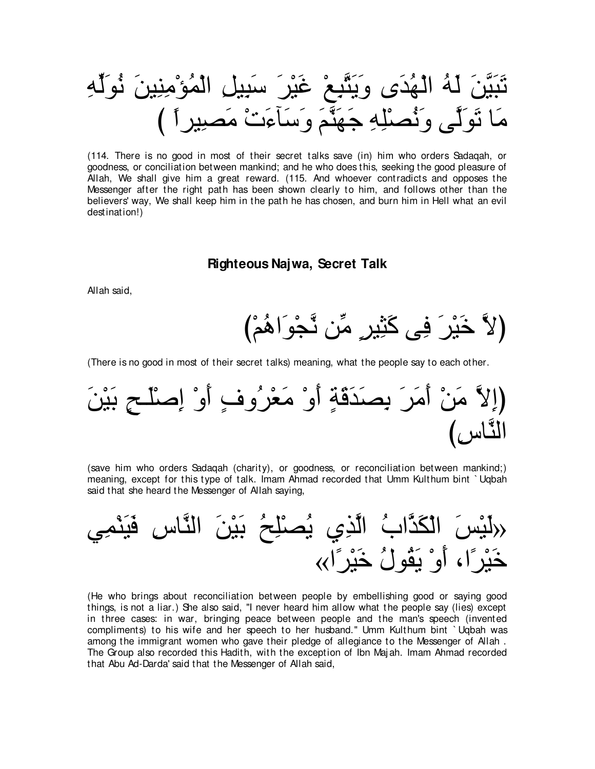تَبَيَّنَ لَهُ الْهُدَى وَيَتَّبِعْ غَيْرَ سَبِيلِ الْمُؤْمِنِينَ نُوَلِّهِ مَا تَوَلَّى وَنُصْلِهِ جَهَنَّمَ وَسَآءَتْ مَصِيراً )

(114. There is no good in most of their secret talks save (in) him who orders Sadaqah, or goodness, or conciliation between mankind; and he who does this, seeking the good pleasure of Allah, We shall give him a great reward. (115. And whoever contradicts and opposes the Messenger after the right path has been shown clearly to him, and follows other than the believers' way, We shall keep him in the path he has chosen, and burn him in Hell what an evil destination!)

## Righteous Najwa, Secret Talk

Allah said,

(لاَّ خَيْرَ فِى كَثِيرٍ مِّن نَّجْوَاهُمْ)

(There is no good in most of their secret talks) meaning, what the people say to each other.

(إِلاَّ مَنْ أَمَرَ بِصَدَقَةٍ أَوْ مَعْرُوفٍ أَوْ إِصْلَـحٍ بَيْنَ النَّاسِ)

(save him who orders Sadaqah (charity), or goodness, or reconciliation between mankind;) meaning, except for this type of talk. Imam Ahmad recorded that Umm Kulthum bint `Uqbah said that she heard the Messenger of Allah saying,

«لَيْسَ الْكَذَّابُ الَّذِي يُصْلِحُ بَيْنَ النَّاسِ فَيَنْمِي خَيْرًا، أَوْ يَقُولُ خَيْرًا»

(He who brings about reconciliation between people by embellishing good or saying good things, is not a liar.) She also said, "I never heard him allow what the people say (lies) except in three cases: in war, bringing peace between people and the man's speech (invented compliments) to his wife and her speech to her husband." Umm Kulthum bint `Uqbah was among the immigrant women who gave their pledge of allegiance to the Messenger of Allah . The Group also recorded this Hadith, with the exception of Ibn Majah. Imam Ahmad recorded that Abu Ad-Darda' said that the Messenger of Allah said,